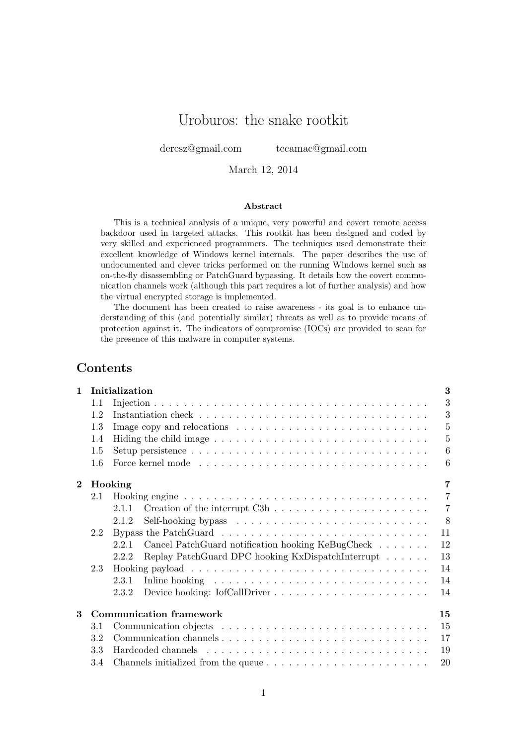# Uroburos: the snake rootkit

deresz@gmail.com tecamac@gmail.com

March 12, 2014

**Abstract**

This is a technical analysis of a unique, very powerful and covert remote access backdoor used in targeted attacks. This rootkit has been designed and coded by very skilled and experienced programmers. The techniques used demonstrate their excellent knowledge of Windows kernel internals. The paper describes the use of undocumented and clever tricks performed on the running Windows kernel such as on-the-fly disassembling or PatchGuard bypassing. It details how the covert communication channels work (although this part requires a lot of further analysis) and how the virtual encrypted storage is implemented.

The document has been created to raise awareness - its goal is to enhance understanding of this (and potentially similar) threats as well as to provide means of protection against it. The indicators of compromise (IOCs) are provided to scan for the presence of this malware in computer systems.

## Contents

- **1 Initialization** — 3
  - 1.1 Injection — 3
  - 1.2 Instantiation check — 3
  - 1.3 Image copy and relocations — 5
  - 1.4 Hiding the child image — 5
  - 1.5 Setup persistence — 6
  - 1.6 Force kernel mode — 6
- **2 Hooking** — 7
  - 2.1 Hooking engine — 7
    - 2.1.1 Creation of the interrupt C3h — 7
    - 2.1.2 Self-hooking bypass — 8
  - 2.2 Bypass the PatchGuard — 11
    - 2.2.1 Cancel PatchGuard notification hooking KeBugCheck — 12
    - 2.2.2 Replay PatchGuard DPC hooking KxDispatchInterrupt — 13
  - 2.3 Hooking payload — 14
    - 2.3.1 Inline hooking — 14
    - 2.3.2 Device hooking: IofCallDriver — 14
- **3 Communication framework** — 15
  - 3.1 Communication objects — 15
  - 3.2 Communication channels — 17
  - 3.3 Hardcoded channels — 19
  - 3.4 Channels initialized from the queue — 20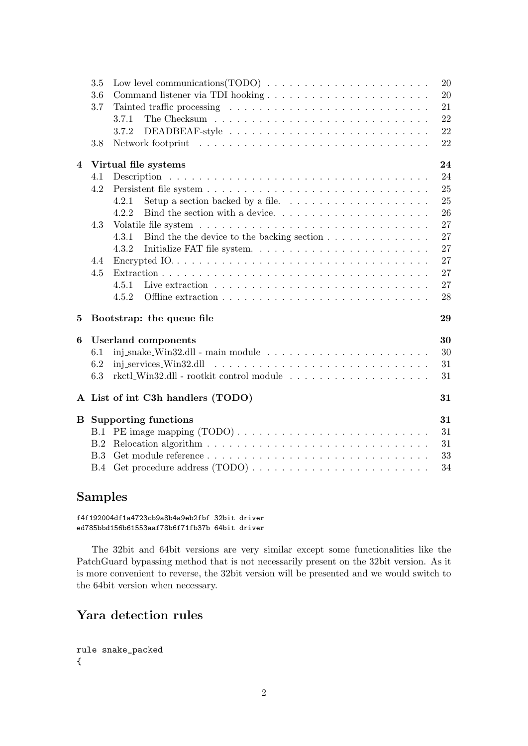- 3.5 Low level communications(TODO) . . . 20
- 3.6 Command listener via TDI hooking . . . 20
- 3.7 Tainted traffic processing . . . 21
  - 3.7.1 The Checksum . . . 22
  - 3.7.2 DEADBEAF-style . . . 22
- 3.8 Network footprint . . . 22

**4 Virtual file systems** . . . **24**
- 4.1 Description . . . 24
- 4.2 Persistent file system . . . 25
  - 4.2.1 Setup a section backed by a file. . . . 25
  - 4.2.2 Bind the section with a device. . . . 26
- 4.3 Volatile file system . . . 27
  - 4.3.1 Bind the the device to the backing section . . . 27
  - 4.3.2 Initialize FAT file system. . . . 27
- 4.4 Encrypted IO. . . . 27
- 4.5 Extraction . . . 27
  - 4.5.1 Live extraction . . . 27
  - 4.5.2 Offline extraction . . . 28

**5 Bootstrap: the queue file** . . . **29**

**6 Userland components** . . . **30**
- 6.1 inj_snake_Win32.dll - main module . . . 30
- 6.2 inj_services_Win32.dll . . . 31
- 6.3 rkctl_Win32.dll - rootkit control module . . . 31

**A List of int C3h handlers (TODO)** . . . **31**

**B Supporting functions** . . . **31**
- B.1 PE image mapping (TODO) . . . 31
- B.2 Relocation algorithm . . . 31
- B.3 Get module reference . . . 33
- B.4 Get procedure address (TODO) . . . 34

## Samples

```
f4f192004df1a4723cb9a8b4a9eb2fbf 32bit driver
ed785bbd156b61553aaf78b6f71fb37b 64bit driver
```

The 32bit and 64bit versions are very similar except some functionalities like the PatchGuard bypassing method that is not necessarily present on the 32bit version. As it is more convenient to reverse, the 32bit version will be presented and we would switch to the 64bit version when necessary.

## Yara detection rules

```
rule snake_packed
{
```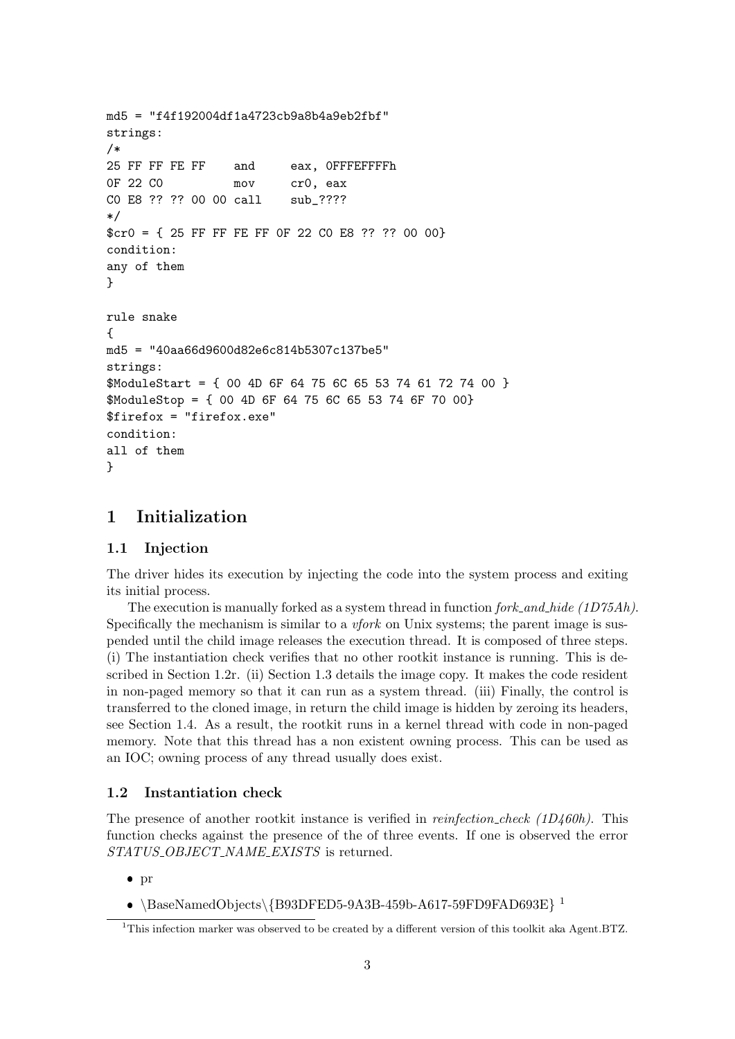```
md5 = "f4f192004df1a4723cb9a8b4a9eb2fbf"
strings:
/*
25 FF FF FE FF    and     eax, 0FFFEFFFFh
0F 22 C0          mov     cr0, eax
C0 E8 ?? ?? 00 00 call    sub_????
*/
$cr0 = { 25 FF FF FE FF 0F 22 C0 E8 ?? ?? 00 00}
condition:
any of them
}

rule snake
{
md5 = "40aa66d9600d82e6c814b5307c137be5"
strings:
$ModuleStart = { 00 4D 6F 64 75 6C 65 53 74 61 72 74 00 }
$ModuleStop = { 00 4D 6F 64 75 6C 65 53 74 6F 70 00}
$firefox = "firefox.exe"
condition:
all of them
}
```

# 1 Initialization

## 1.1 Injection

The driver hides its execution by injecting the code into the system process and exiting its initial process.

The execution is manually forked as a system thread in function *fork_and_hide (1D75Ah)*. Specifically the mechanism is similar to a *vfork* on Unix systems; the parent image is suspended until the child image releases the execution thread. It is composed of three steps. (i) The instantiation check verifies that no other rootkit instance is running. This is described in Section 1.2r. (ii) Section 1.3 details the image copy. It makes the code resident in non-paged memory so that it can run as a system thread. (iii) Finally, the control is transferred to the cloned image, in return the child image is hidden by zeroing its headers, see Section 1.4. As a result, the rootkit runs in a kernel thread with code in non-paged memory. Note that this thread has a non existent owning process. This can be used as an IOC; owning process of any thread usually does exist.

## 1.2 Instantiation check

The presence of another rootkit instance is verified in *reinfection_check (1D460h)*. This function checks against the presence of the of three events. If one is observed the error *STATUS_OBJECT_NAME_EXISTS* is returned.

- pr
- \BaseNamedObjects\{B93DFED5-9A3B-459b-A617-59FD9FAD693E} [1]

[1] This infection marker was observed to be created by a different version of this toolkit aka Agent.BTZ.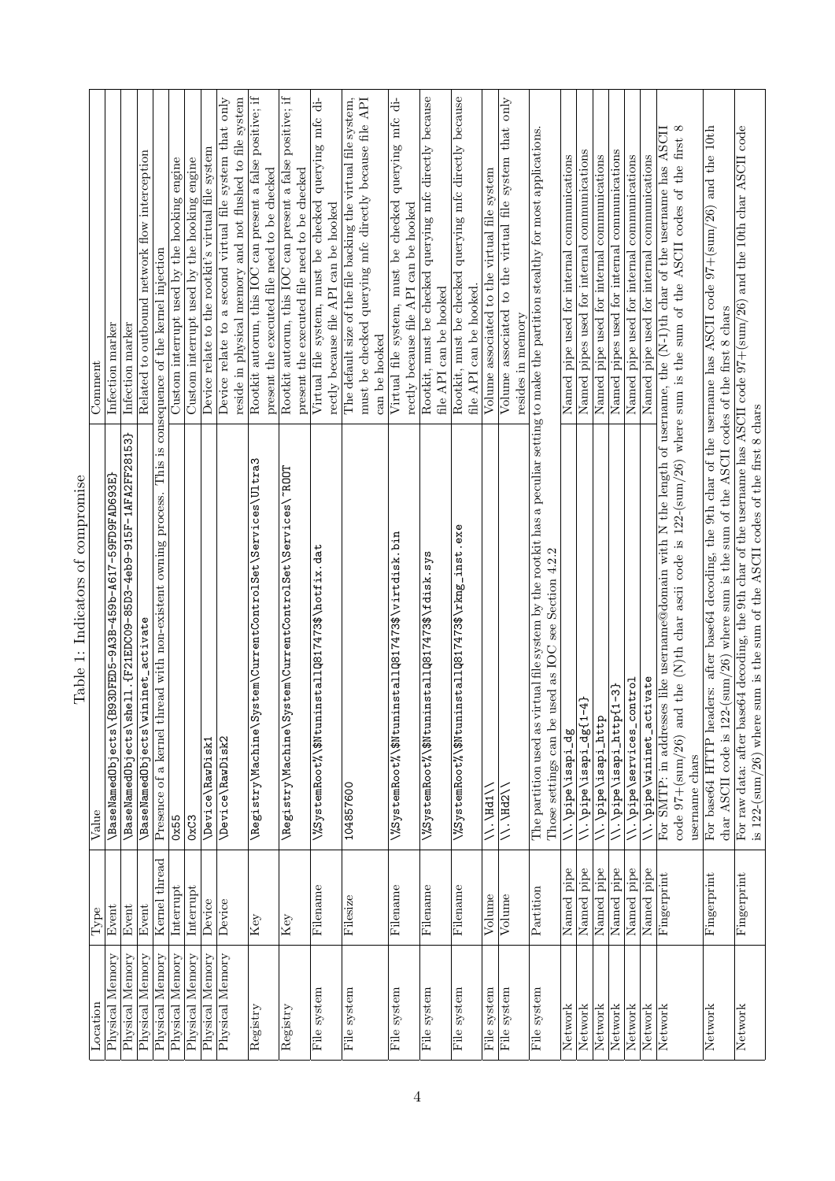Table 1: Indicators of compromise

| Location | Type | Value | Comment |
|---|---|---|---|
| Physical Memory | Event | \BaseNamedObjects\{B93DFED5-9A3B-459b-A617-59FD9FAD693E} | Infection marker |
| Physical Memory | Event | \BaseNamedObjects\shell.{F21EDC09-85D3-4eb9-915F-1AFA2FF28153} | Infection marker |
| Physical Memory | Event | \BaseNamedObjects\wininet_activate | Related to outbound network flow interception |
| Physical Memory | Kernel thread | Presence of a kernel thread with non-existent owning process. This is consequence of the kernel injection | |
| Physical Memory | Interrupt | 0x55 | Custom interrupt used by the hooking engine |
| Physical Memory | Interrupt | 0xC3 | Custom interrupt used by the hooking engine |
| Physical Memory | Device | \Device\RawDisk1 | Device relate to the rootkit's virtual file system |
| Physical Memory | Device | \Device\RawDisk2 | Device relate to a second virtual file system that only reside in physical memory and not flushed to file system |
| Registry | Key | \Registry\Machine\System\CurrentControlSet\Services\Ultra3 | Rootkit autorun, this IOC can present a false positive; if present the executed file need to be checked |
| Registry | Key | \Registry\Machine\System\CurrentControlSet\Services\~ROOT | Rootkit autorun, this IOC can present a false positive; if present the executed file need to be checked |
| File system | Filename | \%SystemRoot%\$NtuninstallQ817473$\hotfix.dat | Virtual file system, must be checked querying mfc directly because file API can be hooked |
| File system | Filesize | 104857600 | The default size of the file backing the virtual file system, must be checked querying mfc directly because file API can be hooked |
| File system | Filename | \%SystemRoot%\$NtuninstallQ817473$\virtdisk.bin | Virtual file system, must be checked querying mfc directly because file API can be hooked |
| File system | Filename | \%SystemRoot%\$NtuninstallQ817473$\fdisk.sys | Rootkit, must be checked querying mfc directly because file API can be hooked |
| File system | Filename | \%SystemRoot%\$NtuninstallQ817473$\rkng_inst.exe | Rootkit, must be checked querying mfc directly because file API can be hooked. |
| File system | Volume | \\.\Hd1\ | Volume associated to the virtual file system |
| File system | Volume | \\.\Hd2\ | Volume associated to the virtual file system that only resides in memory |
| File system | Partition | The partition used as virtual file system by the rootkit has a peculiar setting to make the partition stealthy for most applications. Those settings can be used as IOC see Section 4.2.2 | |
| Network | Named pipe | \\.\pipe\isapi_dg | Named pipe used for internal communications |
| Network | Named pipe | \\.\pipe\isapi_dg{1-4} | Named pipes used for internal communications |
| Network | Named pipe | \\.\pipe\isapi_http | Named pipe used for internal communications |
| Network | Named pipe | \\.\pipe\isapi_http{1-3} | Named pipes used for internal communications |
| Network | Named pipe | \\.\pipe\services_control | Named pipe used for internal communications |
| Network | Named pipe | \\.\pipe\wininet_activate | Named pipe used for internal communications |
| Network | Fingerprint | For SMTP: in addresses like username@domain with N the length of username, the (N-1)th char of the username has ASCII code 97+(sum/26) and the (N)th char ascii code is 122-(sum/26) where sum is the sum of the ASCII codes of the first 8 username chars | |
| Network | Fingerprint | For base64 HTTP headers: after base64 decoding, the 9th char of the username has ASCII code 97+(sum/26) and the 10th char ASCII code is 122-(sum/26) where sum is the sum of the ASCII codes of the first 8 chars | |
| Network | Fingerprint | For raw data: after base64 decoding, the 9th char of the username has ASCII code 97+(sum/26) and the 10th char ASCII code is 122-(sum/26) where sum is the sum of the ASCII codes of the first 8 chars | |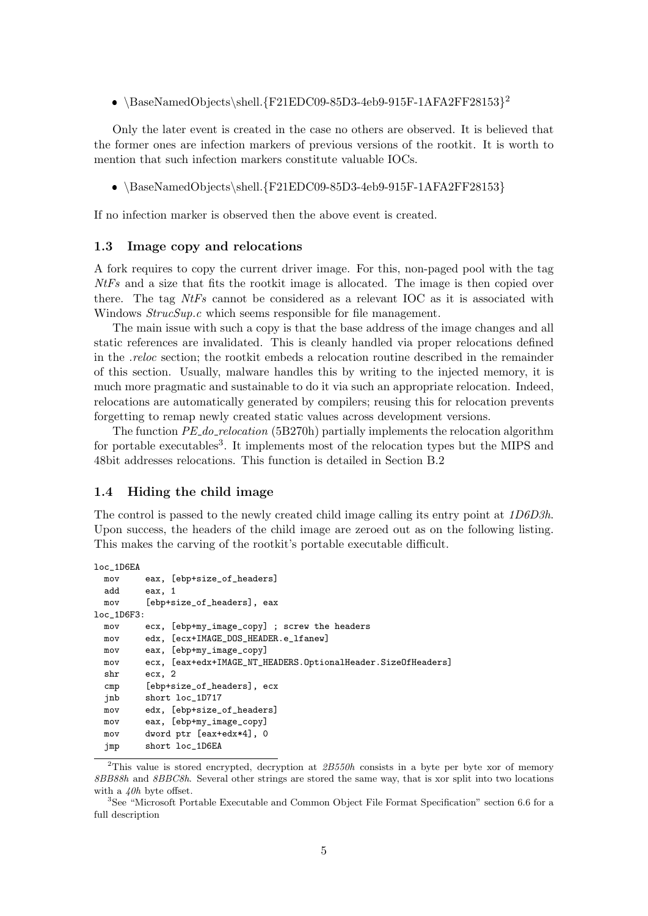- \BaseNamedObjects\shell.{F21EDC09-85D3-4eb9-915F-1AFA2FF28153}[2]

Only the later event is created in the case no others are observed. It is believed that the former ones are infection markers of previous versions of the rootkit. It is worth to mention that such infection markers constitute valuable IOCs.

- \BaseNamedObjects\shell.{F21EDC09-85D3-4eb9-915F-1AFA2FF28153}

If no infection marker is observed then the above event is created.

### 1.3 Image copy and relocations

A fork requires to copy the current driver image. For this, non-paged pool with the tag *NtFs* and a size that fits the rootkit image is allocated. The image is then copied over there. The tag *NtFs* cannot be considered as a relevant IOC as it is associated with Windows *StrucSup.c* which seems responsible for file management.

The main issue with such a copy is that the base address of the image changes and all static references are invalidated. This is cleanly handled via proper relocations defined in the *.reloc* section; the rootkit embeds a relocation routine described in the remainder of this section. Usually, malware handles this by writing to the injected memory, it is much more pragmatic and sustainable to do it via such an appropriate relocation. Indeed, relocations are automatically generated by compilers; reusing this for relocation prevents forgetting to remap newly created static values across development versions.

The function *PE_do_relocation* (5B270h) partially implements the relocation algorithm for portable executables[3]. It implements most of the relocation types but the MIPS and 48bit addresses relocations. This function is detailed in Section B.2

### 1.4 Hiding the child image

The control is passed to the newly created child image calling its entry point at *1D6D3h*. Upon success, the headers of the child image are zeroed out as on the following listing. This makes the carving of the rootkit's portable executable difficult.

```
loc_1D6EA
  mov     eax, [ebp+size_of_headers]
  add     eax, 1
  mov     [ebp+size_of_headers], eax
loc_1D6F3:
  mov     ecx, [ebp+my_image_copy] ; screw the headers
  mov     edx, [ecx+IMAGE_DOS_HEADER.e_lfanew]
  mov     eax, [ebp+my_image_copy]
  mov     ecx, [eax+edx+IMAGE_NT_HEADERS.OptionalHeader.SizeOfHeaders]
  shr     ecx, 2
  cmp     [ebp+size_of_headers], ecx
  jnb     short loc_1D717
  mov     edx, [ebp+size_of_headers]
  mov     eax, [ebp+my_image_copy]
  mov     dword ptr [eax+edx*4], 0
  jmp     short loc_1D6EA
```

[2]This value is stored encrypted, decryption at *2B550h* consists in a byte per byte xor of memory *8BB88h* and *8BBC8h*. Several other strings are stored the same way, that is xor split into two locations with a *40h* byte offset.

[3]See "Microsoft Portable Executable and Common Object File Format Specification" section 6.6 for a full description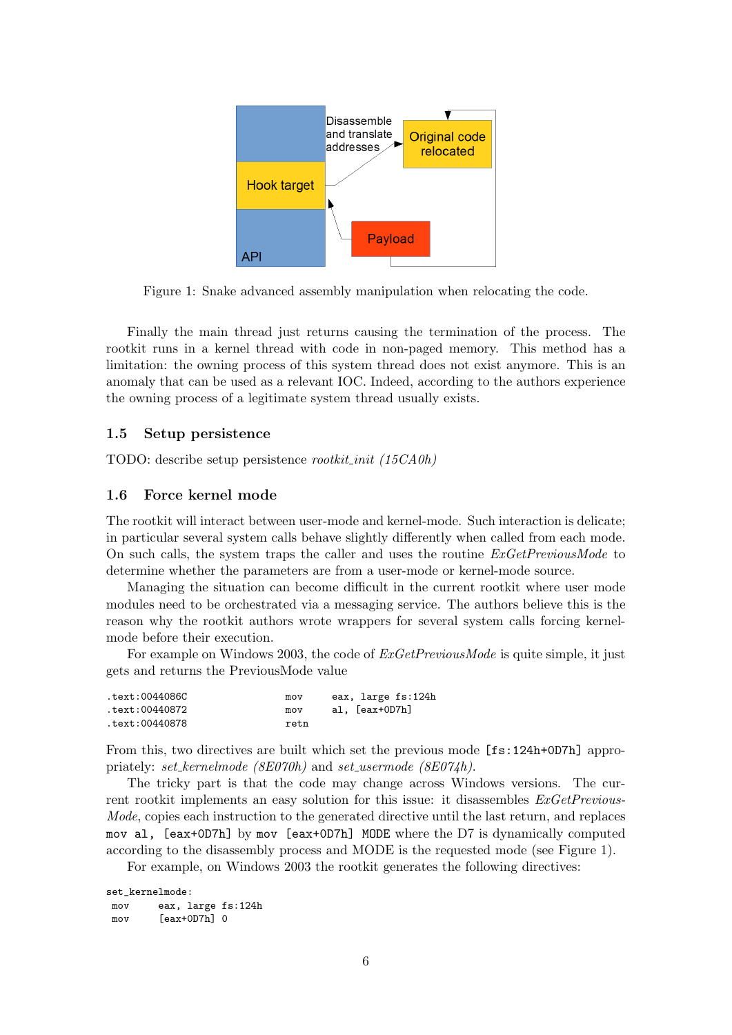Figure 1: Snake advanced assembly manipulation when relocating the code.

Finally the main thread just returns causing the termination of the process. The rootkit runs in a kernel thread with code in non-paged memory. This method has a limitation: the owning process of this system thread does not exist anymore. This is an anomaly that can be used as a relevant IOC. Indeed, according to the authors experience the owning process of a legitimate system thread usually exists.

### 1.5 Setup persistence

TODO: describe setup persistence *rootkit_init (15CA0h)*

### 1.6 Force kernel mode

The rootkit will interact between user-mode and kernel-mode. Such interaction is delicate; in particular several system calls behave slightly differently when called from each mode. On such calls, the system traps the caller and uses the routine *ExGetPreviousMode* to determine whether the parameters are from a user-mode or kernel-mode source.

Managing the situation can become difficult in the current rootkit where user mode modules need to be orchestrated via a messaging service. The authors believe this is the reason why the rootkit authors wrote wrappers for several system calls forcing kernel-mode before their execution.

For example on Windows 2003, the code of *ExGetPreviousMode* is quite simple, it just gets and returns the PreviousMode value

```
.text:0044086C                 mov     eax, large fs:124h
.text:00440872                 mov     al, [eax+0D7h]
.text:00440878                 retn
```

From this, two directives are built which set the previous mode `[fs:124h+0D7h]` appropriately: *set_kernelmode (8E070h)* and *set_usermode (8E074h)*.

The tricky part is that the code may change across Windows versions. The current rootkit implements an easy solution for this issue: it disassembles *ExGetPreviousMode*, copies each instruction to the generated directive until the last return, and replaces `mov al, [eax+0D7h]` by `mov [eax+0D7h] MODE` where the D7 is dynamically computed according to the disassembly process and MODE is the requested mode (see Figure 1).

For example, on Windows 2003 the rootkit generates the following directives:

```
set_kernelmode:
 mov     eax, large fs:124h
 mov     [eax+0D7h] 0
```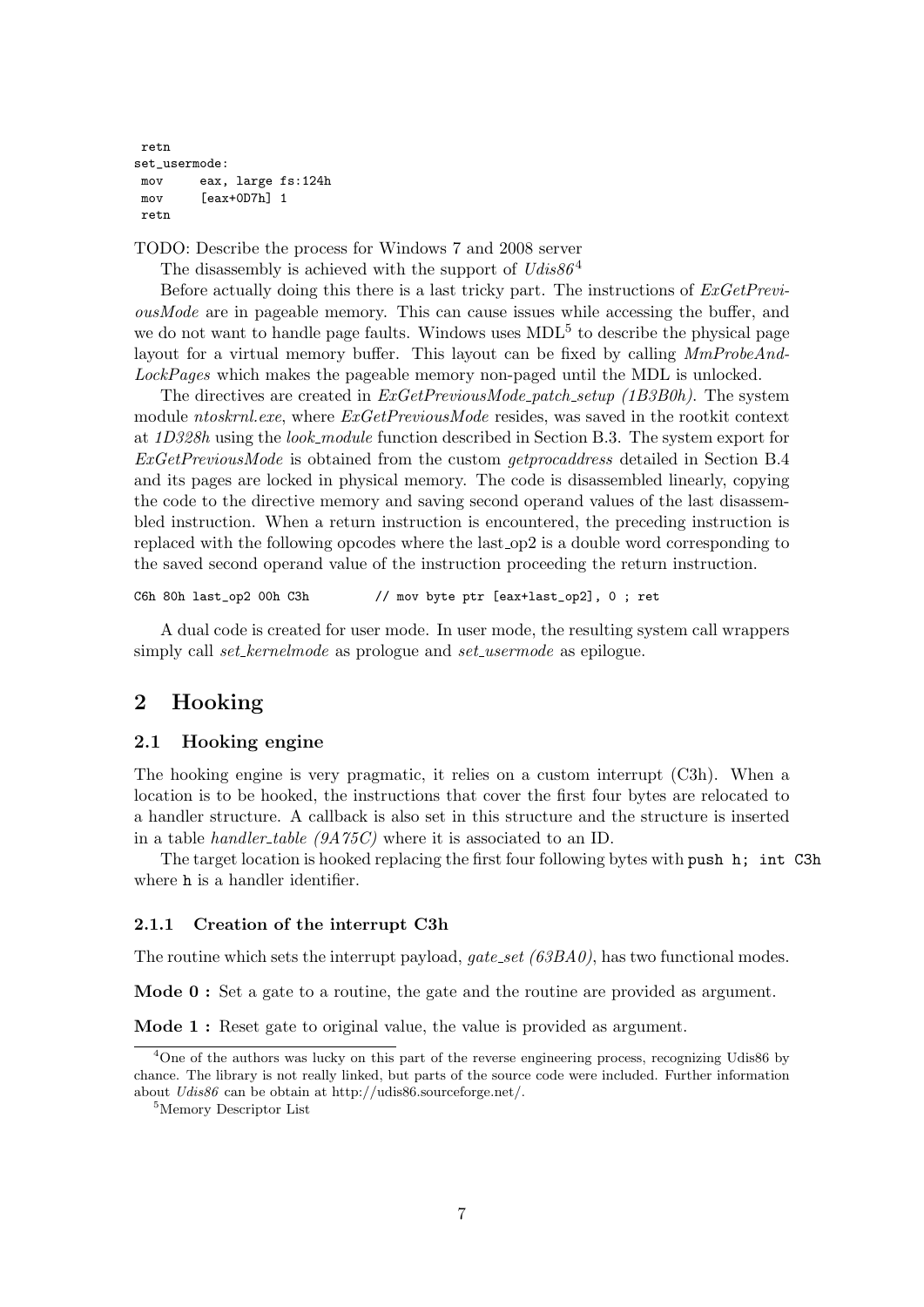```
 retn
set_usermode:
 mov     eax, large fs:124h
 mov     [eax+0D7h] 1
 retn
```

TODO: Describe the process for Windows 7 and 2008 server

The disassembly is achieved with the support of *Udis86*[4]

Before actually doing this there is a last tricky part. The instructions of *ExGetPreviousMode* are in pageable memory. This can cause issues while accessing the buffer, and we do not want to handle page faults. Windows uses MDL[5] to describe the physical page layout for a virtual memory buffer. This layout can be fixed by calling *MmProbeAndLockPages* which makes the pageable memory non-paged until the MDL is unlocked.

The directives are created in *ExGetPreviousMode_patch_setup (1B3B0h)*. The system module *ntoskrnl.exe*, where *ExGetPreviousMode* resides, was saved in the rootkit context at *1D328h* using the *look_module* function described in Section B.3. The system export for *ExGetPreviousMode* is obtained from the custom *getprocaddress* detailed in Section B.4 and its pages are locked in physical memory. The code is disassembled linearly, copying the code to the directive memory and saving second operand values of the last disassembled instruction. When a return instruction is encountered, the preceding instruction is replaced with the following opcodes where the last_op2 is a double word corresponding to the saved second operand value of the instruction proceeding the return instruction.

```
C6h 80h last_op2 00h C3h         // mov byte ptr [eax+last_op2], 0 ; ret
```

A dual code is created for user mode. In user mode, the resulting system call wrappers simply call *set_kernelmode* as prologue and *set_usermode* as epilogue.

# 2 Hooking

## 2.1 Hooking engine

The hooking engine is very pragmatic, it relies on a custom interrupt (C3h). When a location is to be hooked, the instructions that cover the first four bytes are relocated to a handler structure. A callback is also set in this structure and the structure is inserted in a table *handler_table (9A75C)* where it is associated to an ID.

The target location is hooked replacing the first four following bytes with `push h; int C3h` where `h` is a handler identifier.

### 2.1.1 Creation of the interrupt C3h

The routine which sets the interrupt payload, *gate_set (63BA0)*, has two functional modes.

**Mode 0 :** Set a gate to a routine, the gate and the routine are provided as argument.

**Mode 1 :** Reset gate to original value, the value is provided as argument.

---

[4] One of the authors was lucky on this part of the reverse engineering process, recognizing Udis86 by chance. The library is not really linked, but parts of the source code were included. Further information about *Udis86* can be obtain at http://udis86.sourceforge.net/.

[5] Memory Descriptor List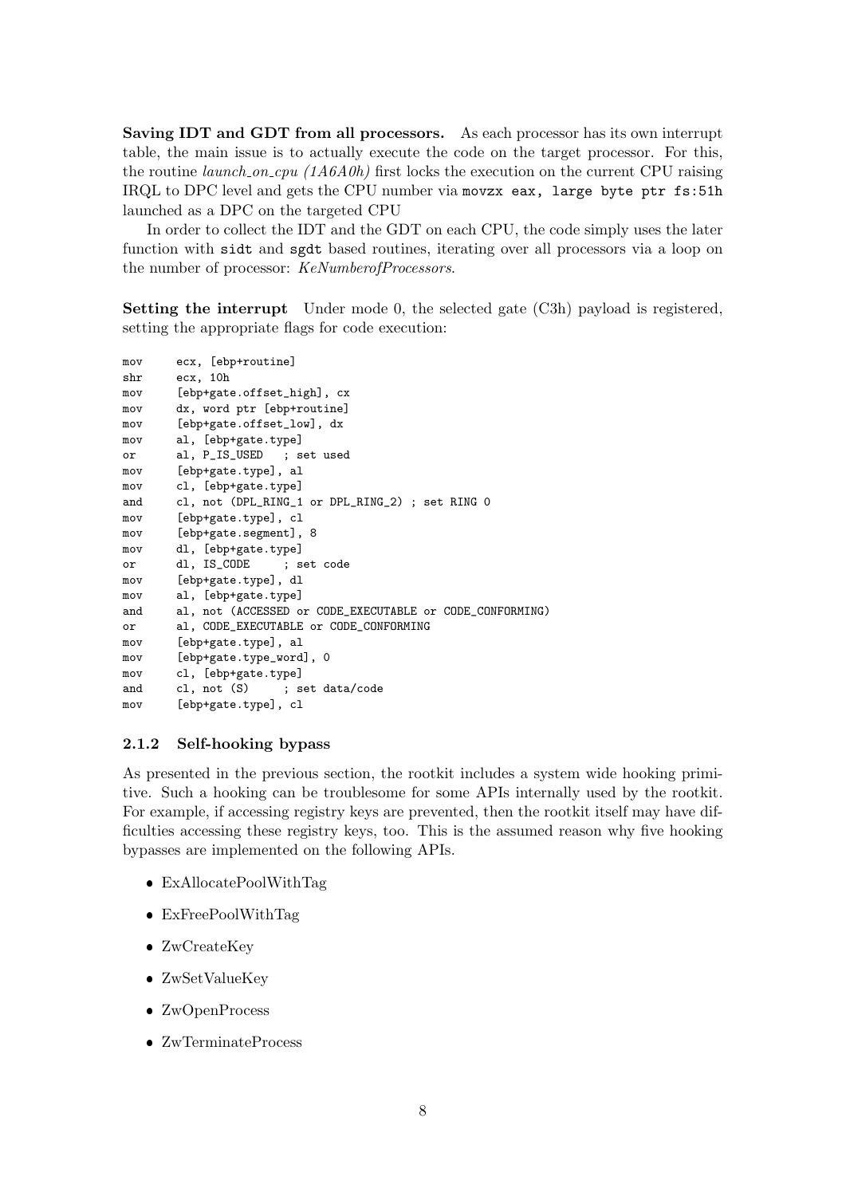**Saving IDT and GDT from all processors.** As each processor has its own interrupt table, the main issue is to actually execute the code on the target processor. For this, the routine *launch_on_cpu (1A6A0h)* first locks the execution on the current CPU raising IRQL to DPC level and gets the CPU number via `movzx eax, large byte ptr fs:51h` launched as a DPC on the targeted CPU

In order to collect the IDT and the GDT on each CPU, the code simply uses the later function with `sidt` and `sgdt` based routines, iterating over all processors via a loop on the number of processor: *KeNumberofProcessors*.

**Setting the interrupt** Under mode 0, the selected gate (C3h) payload is registered, setting the appropriate flags for code execution:

```
mov     ecx, [ebp+routine]
shr     ecx, 10h
mov     [ebp+gate.offset_high], cx
mov     dx, word ptr [ebp+routine]
mov     [ebp+gate.offset_low], dx
mov     al, [ebp+gate.type]
or      al, P_IS_USED   ; set used
mov     [ebp+gate.type], al
mov     cl, [ebp+gate.type]
and     cl, not (DPL_RING_1 or DPL_RING_2) ; set RING 0
mov     [ebp+gate.type], cl
mov     [ebp+gate.segment], 8
mov     dl, [ebp+gate.type]
or      dl, IS_CODE     ; set code
mov     [ebp+gate.type], dl
mov     al, [ebp+gate.type]
and     al, not (ACCESSED or CODE_EXECUTABLE or CODE_CONFORMING)
or      al, CODE_EXECUTABLE or CODE_CONFORMING
mov     [ebp+gate.type], al
mov     [ebp+gate.type_word], 0
mov     cl, [ebp+gate.type]
and     cl, not (S)     ; set data/code
mov     [ebp+gate.type], cl
```

### 2.1.2 Self-hooking bypass

As presented in the previous section, the rootkit includes a system wide hooking primitive. Such a hooking can be troublesome for some APIs internally used by the rootkit. For example, if accessing registry keys are prevented, then the rootkit itself may have difficulties accessing these registry keys, too. This is the assumed reason why five hooking bypasses are implemented on the following APIs.

- ExAllocatePoolWithTag
- ExFreePoolWithTag
- ZwCreateKey
- ZwSetValueKey
- ZwOpenProcess
- ZwTerminateProcess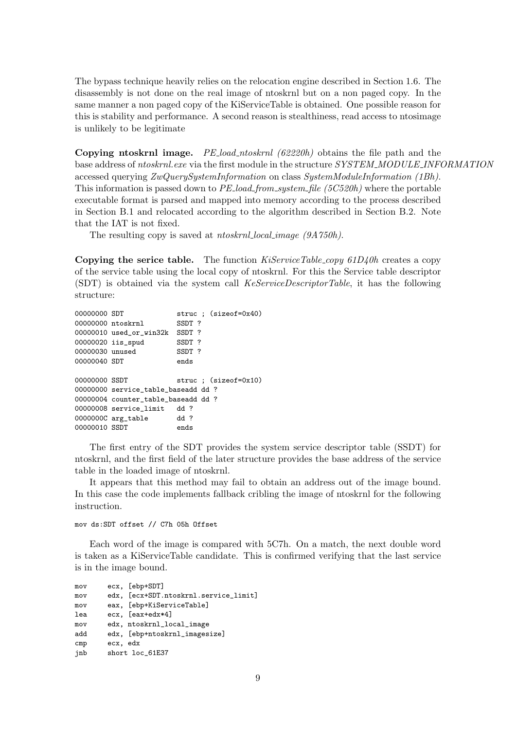The bypass technique heavily relies on the relocation engine described in Section 1.6. The disassembly is not done on the real image of ntoskrnl but on a non paged copy. In the same manner a non paged copy of the KiServiceTable is obtained. One possible reason for this is stability and performance. A second reason is stealthiness, read access to ntosimage is unlikely to be legitimate

**Copying ntoskrnl image.** *PE_load_ntoskrnl (62220h)* obtains the file path and the base address of *ntoskrnl.exe* via the first module in the structure *SYSTEM_MODULE_INFORMATION* accessed querying *ZwQuerySystemInformation* on class *SystemModuleInformation (1Bh)*. This information is passed down to *PE_load_from_system_file (5C520h)* where the portable executable format is parsed and mapped into memory according to the process described in Section B.1 and relocated according to the algorithm described in Section B.2. Note that the IAT is not fixed.

The resulting copy is saved at *ntoskrnl_local_image (9A750h)*.

**Copying the serice table.** The function *KiServiceTable_copy 61D40h* creates a copy of the service table using the local copy of ntoskrnl. For this the Service table descriptor (SDT) is obtained via the system call *KeServiceDescriptorTable*, it has the following structure:

```
00000000 SDT             struc ; (sizeof=0x40)
00000000 ntoskrnl        SSDT ?
00000010 used_or_win32k  SSDT ?
00000020 iis_spud        SSDT ?
00000030 unused          SSDT ?
00000040 SDT             ends

00000000 SSDT            struc ; (sizeof=0x10)
00000000 service_table_baseadd dd ?
00000004 counter_table_baseadd dd ?
00000008 service_limit   dd ?
0000000C arg_table       dd ?
00000010 SSDT            ends
```

The first entry of the SDT provides the system service descriptor table (SSDT) for ntoskrnl, and the first field of the later structure provides the base address of the service table in the loaded image of ntoskrnl.

It appears that this method may fail to obtain an address out of the image bound. In this case the code implements fallback cribling the image of ntoskrnl for the following instruction.

```
mov ds:SDT offset // C7h 05h Offset
```

Each word of the image is compared with 5C7h. On a match, the next double word is taken as a KiServiceTable candidate. This is confirmed verifying that the last service is in the image bound.

```
mov     ecx, [ebp+SDT]
mov     edx, [ecx+SDT.ntoskrnl.service_limit]
mov     eax, [ebp+KiServiceTable]
lea     ecx, [eax+edx*4]
mov     edx, ntoskrnl_local_image
add     edx, [ebp+ntoskrnl_imagesize]
cmp     ecx, edx
jnb     short loc_61E37
```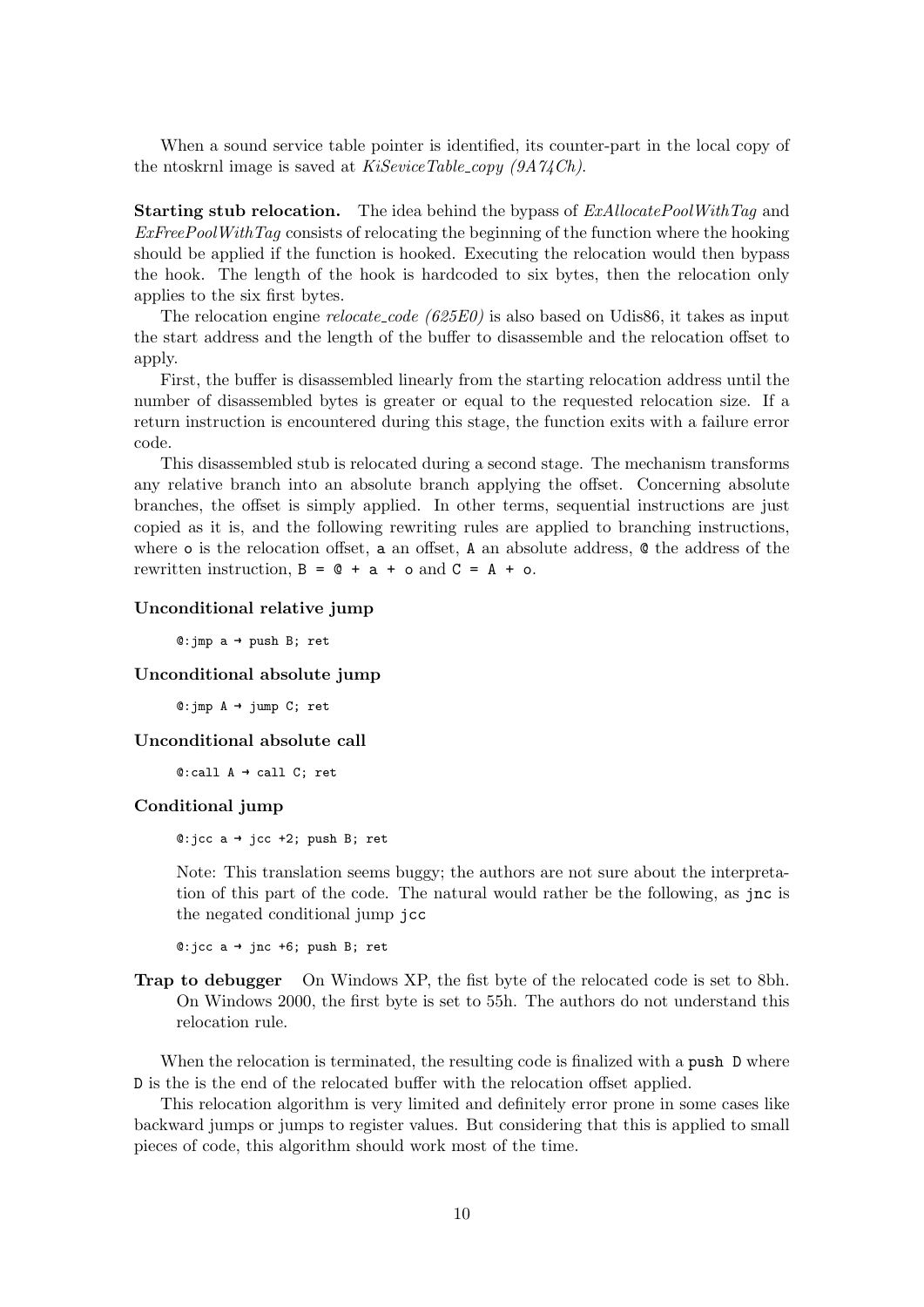When a sound service table pointer is identified, its counter-part in the local copy of the ntoskrnl image is saved at *KiSeviceTable_copy (9A74Ch)*.

**Starting stub relocation.** The idea behind the bypass of *ExAllocatePoolWithTag* and *ExFreePoolWithTag* consists of relocating the beginning of the function where the hooking should be applied if the function is hooked. Executing the relocation would then bypass the hook. The length of the hook is hardcoded to six bytes, then the relocation only applies to the six first bytes.

The relocation engine *relocate_code (625E0)* is also based on Udis86, it takes as input the start address and the length of the buffer to disassemble and the relocation offset to apply.

First, the buffer is disassembled linearly from the starting relocation address until the number of disassembled bytes is greater or equal to the requested relocation size. If a return instruction is encountered during this stage, the function exits with a failure error code.

This disassembled stub is relocated during a second stage. The mechanism transforms any relative branch into an absolute branch applying the offset. Concerning absolute branches, the offset is simply applied. In other terms, sequential instructions are just copied as it is, and the following rewriting rules are applied to branching instructions, where `o` is the relocation offset, `a` an offset, `A` an absolute address, `@` the address of the rewritten instruction, `B = @ + a + o` and `C = A + o`.

**Unconditional relative jump**

```
@:jmp a → push B; ret
```

**Unconditional absolute jump**

```
@:jmp A → jump C; ret
```

**Unconditional absolute call**

```
@:call A → call C; ret
```

**Conditional jump**

```
@:jcc a → jcc +2; push B; ret
```

Note: This translation seems buggy; the authors are not sure about the interpretation of this part of the code. The natural would rather be the following, as `jnc` is the negated conditional jump `jcc`

```
@:jcc a → jnc +6; push B; ret
```

**Trap to debugger** On Windows XP, the fist byte of the relocated code is set to 8bh. On Windows 2000, the first byte is set to 55h. The authors do not understand this relocation rule.

When the relocation is terminated, the resulting code is finalized with a `push D` where `D` is the is the end of the relocated buffer with the relocation offset applied.

This relocation algorithm is very limited and definitely error prone in some cases like backward jumps or jumps to register values. But considering that this is applied to small pieces of code, this algorithm should work most of the time.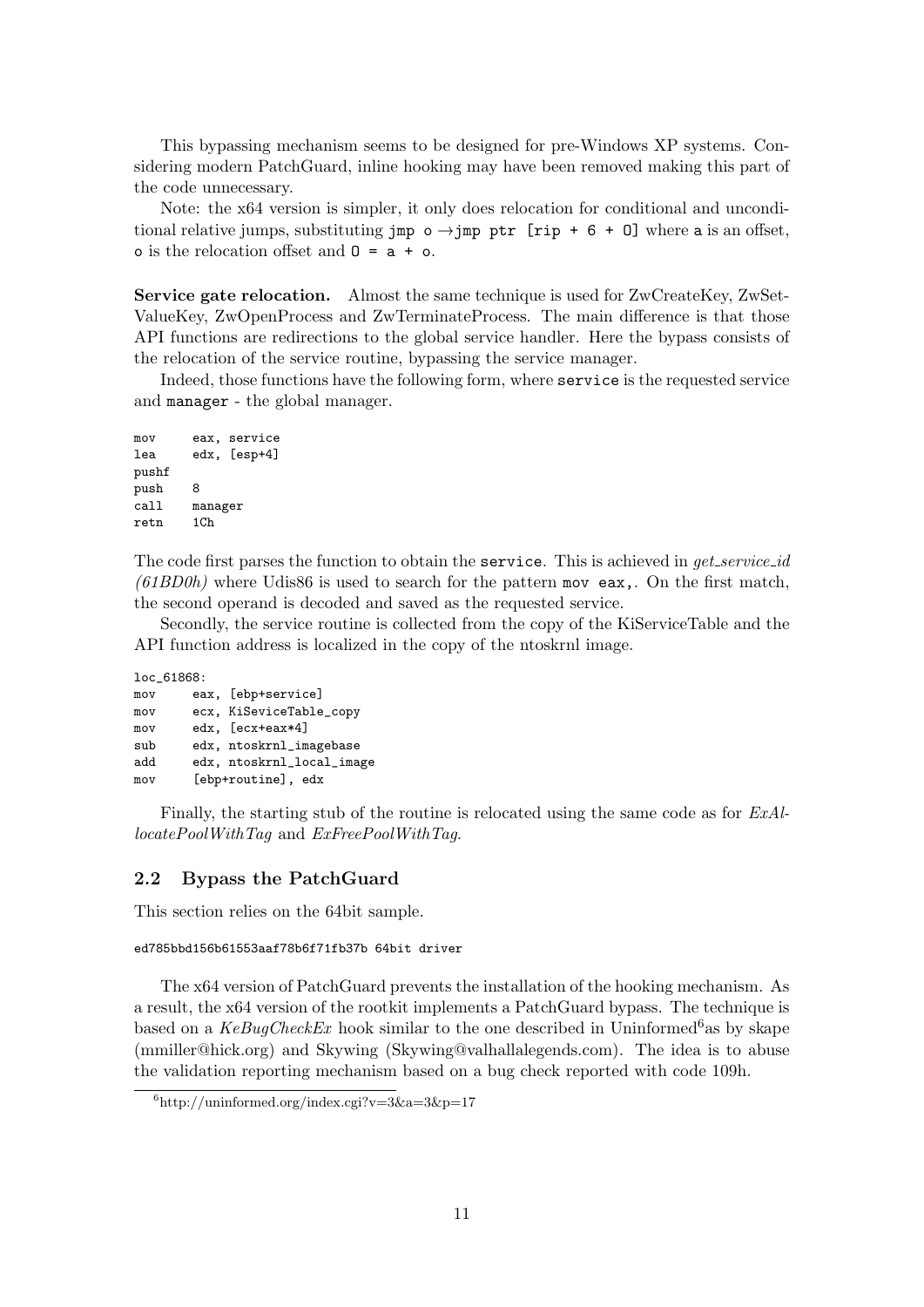This bypassing mechanism seems to be designed for pre-Windows XP systems. Considering modern PatchGuard, inline hooking may have been removed making this part of the code unnecessary.

Note: the x64 version is simpler, it only does relocation for conditional and unconditional relative jumps, substituting `jmp o` → `jmp ptr [rip + 6 + O]` where `a` is an offset, `o` is the relocation offset and `O = a + o`.

**Service gate relocation.** Almost the same technique is used for ZwCreateKey, ZwSetValueKey, ZwOpenProcess and ZwTerminateProcess. The main difference is that those API functions are redirections to the global service handler. Here the bypass consists of the relocation of the service routine, bypassing the service manager.

Indeed, those functions have the following form, where `service` is the requested service and `manager` - the global manager.

```
mov     eax, service
lea     edx, [esp+4]
pushf
push    8
call    manager
retn    1Ch
```

The code first parses the function to obtain the `service`. This is achieved in *get_service_id (61BD0h)* where Udis86 is used to search for the pattern `mov eax,`. On the first match, the second operand is decoded and saved as the requested service.

Secondly, the service routine is collected from the copy of the KiServiceTable and the API function address is localized in the copy of the ntoskrnl image.

```
loc_61868:
mov     eax, [ebp+service]
mov     ecx, KiSeviceTable_copy
mov     edx, [ecx+eax*4]
sub     edx, ntoskrnl_imagebase
add     edx, ntoskrnl_local_image
mov     [ebp+routine], edx
```

Finally, the starting stub of the routine is relocated using the same code as for *ExAllocatePoolWithTag* and *ExFreePoolWithTag*.

## 2.2 Bypass the PatchGuard

This section relies on the 64bit sample.

```
ed785bbd156b61553aaf78b6f71fb37b 64bit driver
```

The x64 version of PatchGuard prevents the installation of the hooking mechanism. As a result, the x64 version of the rootkit implements a PatchGuard bypass. The technique is based on a *KeBugCheckEx* hook similar to the one described in Uninformed[6]as by skape (mmiller@hick.org) and Skywing (Skywing@valhallalegends.com). The idea is to abuse the validation reporting mechanism based on a bug check reported with code 109h.

[6] http://uninformed.org/index.cgi?v=3&a=3&p=17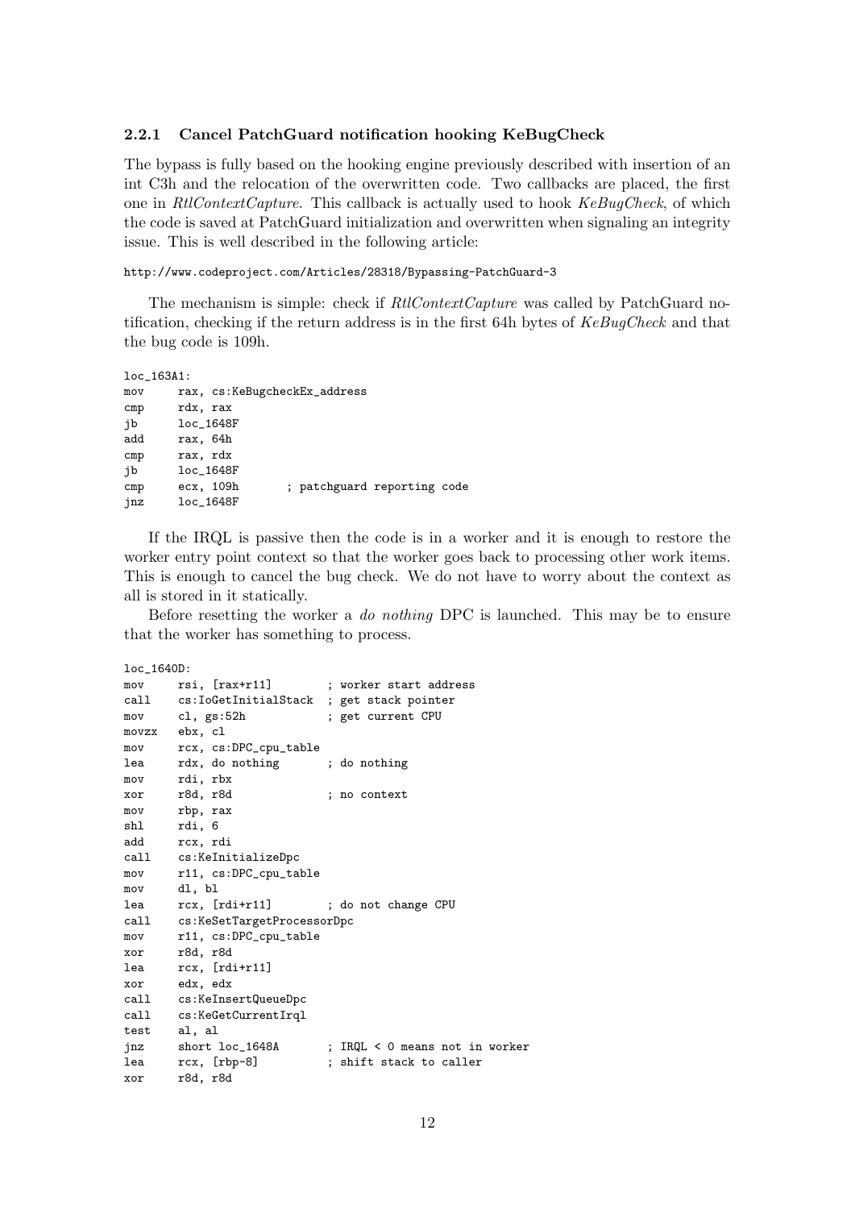### 2.2.1 Cancel PatchGuard notification hooking KeBugCheck

The bypass is fully based on the hooking engine previously described with insertion of an int C3h and the relocation of the overwritten code. Two callbacks are placed, the first one in *RtlContextCapture*. This callback is actually used to hook *KeBugCheck*, of which the code is saved at PatchGuard initialization and overwritten when signaling an integrity issue. This is well described in the following article:

http://www.codeproject.com/Articles/28318/Bypassing-PatchGuard-3

The mechanism is simple: check if *RtlContextCapture* was called by PatchGuard notification, checking if the return address is in the first 64h bytes of *KeBugCheck* and that the bug code is 109h.

```
loc_163A1:
mov     rax, cs:KeBugcheckEx_address
cmp     rdx, rax
jb      loc_1648F
add     rax, 64h
cmp     rax, rdx
jb      loc_1648F
cmp     ecx, 109h       ; patchguard reporting code
jnz     loc_1648F
```

If the IRQL is passive then the code is in a worker and it is enough to restore the worker entry point context so that the worker goes back to processing other work items. This is enough to cancel the bug check. We do not have to worry about the context as all is stored in it statically.

Before resetting the worker a *do nothing* DPC is launched. This may be to ensure that the worker has something to process.

```
loc_1640D:
mov     rsi, [rax+r11]        ; worker start address
call    cs:IoGetInitialStack  ; get stack pointer
mov     cl, gs:52h            ; get current CPU
movzx   ebx, cl
mov     rcx, cs:DPC_cpu_table
lea     rdx, do nothing       ; do nothing
mov     rdi, rbx
xor     r8d, r8d              ; no context
mov     rbp, rax
shl     rdi, 6
add     rcx, rdi
call    cs:KeInitializeDpc
mov     r11, cs:DPC_cpu_table
mov     dl, bl
lea     rcx, [rdi+r11]        ; do not change CPU
call    cs:KeSetTargetProcessorDpc
mov     r11, cs:DPC_cpu_table
xor     r8d, r8d
lea     rcx, [rdi+r11]
xor     edx, edx
call    cs:KeInsertQueueDpc
call    cs:KeGetCurrentIrql
test    al, al
jnz     short loc_1648A       ; IRQL < 0 means not in worker
lea     rcx, [rbp-8]          ; shift stack to caller
xor     r8d, r8d
```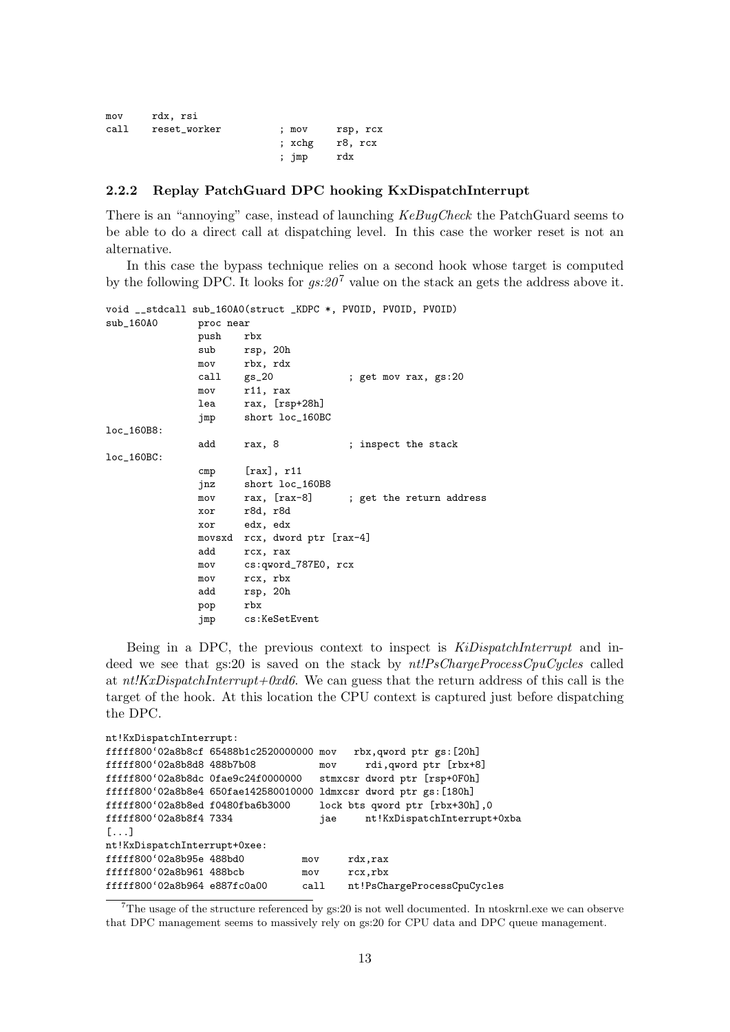```
mov     rdx, rsi
call    reset_worker          ; mov     rsp, rcx
                              ; xchg    r8, rcx
                              ; jmp     rdx
```

### 2.2.2 Replay PatchGuard DPC hooking KxDispatchInterrupt

There is an "annoying" case, instead of launching *KeBugCheck* the PatchGuard seems to be able to do a direct call at dispatching level. In this case the worker reset is not an alternative.

In this case the bypass technique relies on a second hook whose target is computed by the following DPC. It looks for *gs:20*[7] value on the stack an gets the address above it.

```
void __stdcall sub_160A0(struct _KDPC *, PVOID, PVOID, PVOID)
sub_160A0       proc near
                push    rbx
                sub     rsp, 20h
                mov     rbx, rdx
                call    gs_20             ; get mov rax, gs:20
                mov     r11, rax
                lea     rax, [rsp+28h]
                jmp     short loc_160BC
loc_160B8:
                add     rax, 8            ; inspect the stack
loc_160BC:
                cmp     [rax], r11
                jnz     short loc_160B8
                mov     rax, [rax-8]      ; get the return address
                xor     r8d, r8d
                xor     edx, edx
                movsxd  rcx, dword ptr [rax-4]
                add     rcx, rax
                mov     cs:qword_787E0, rcx
                mov     rcx, rbx
                add     rsp, 20h
                pop     rbx
                jmp     cs:KeSetEvent
```

Being in a DPC, the previous context to inspect is *KiDispatchInterrupt* and indeed we see that gs:20 is saved on the stack by *nt!PsChargeProcessCpuCycles* called at *nt!KxDispatchInterrupt+0xd6*. We can guess that the return address of this call is the target of the hook. At this location the CPU context is captured just before dispatching the DPC.

```
nt!KxDispatchInterrupt:
fffff800`02a8b8cf 65488b1c2520000000 mov   rbx,qword ptr gs:[20h]
fffff800`02a8b8d8 488b7b08           mov     rdi,qword ptr [rbx+8]
fffff800`02a8b8dc 0fae9c24f0000000   stmxcsr dword ptr [rsp+0F0h]
fffff800`02a8b8e4 650fae142580010000 ldmxcsr dword ptr gs:[180h]
fffff800`02a8b8ed f0480fba6b3000     lock bts qword ptr [rbx+30h],0
fffff800`02a8b8f4 7334               jae     nt!KxDispatchInterrupt+0xba
[...]
nt!KxDispatchInterrupt+0xee:
fffff800`02a8b95e 488bd0          mov     rdx,rax
fffff800`02a8b961 488bcb          mov     rcx,rbx
fffff800`02a8b964 e887fc0a00      call    nt!PsChargeProcessCpuCycles
```

[7] The usage of the structure referenced by gs:20 is not well documented. In ntoskrnl.exe we can observe that DPC management seems to massively rely on gs:20 for CPU data and DPC queue management.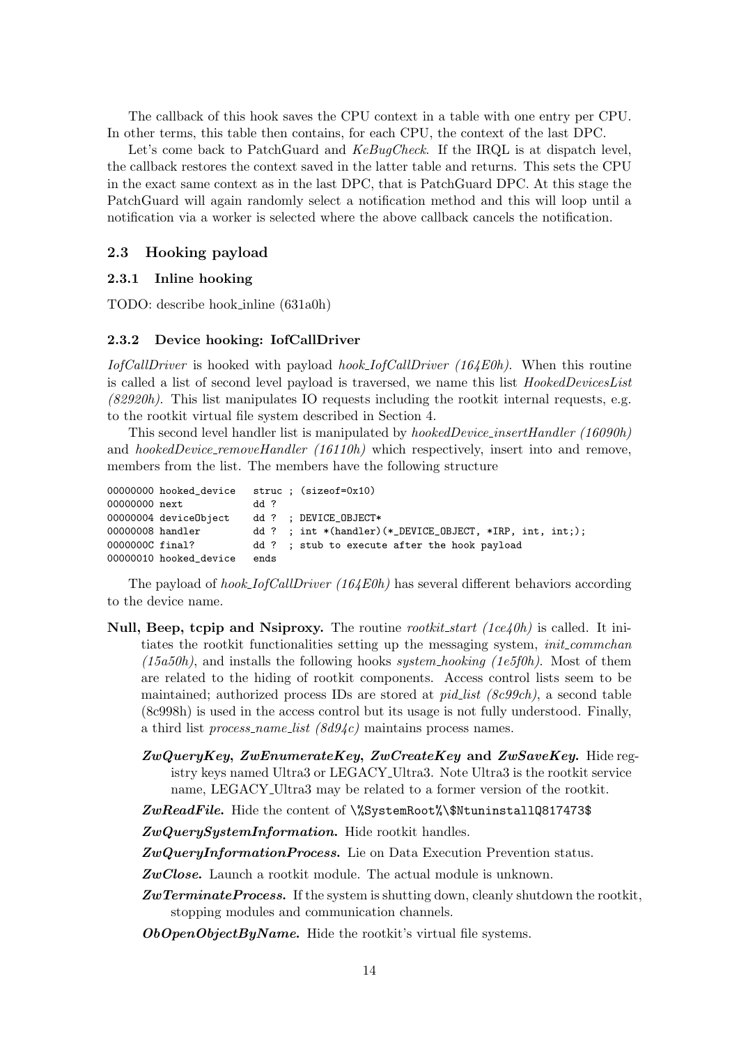The callback of this hook saves the CPU context in a table with one entry per CPU. In other terms, this table then contains, for each CPU, the context of the last DPC.

Let's come back to PatchGuard and *KeBugCheck*. If the IRQL is at dispatch level, the callback restores the context saved in the latter table and returns. This sets the CPU in the exact same context as in the last DPC, that is PatchGuard DPC. At this stage the PatchGuard will again randomly select a notification method and this will loop until a notification via a worker is selected where the above callback cancels the notification.

## 2.3 Hooking payload

### 2.3.1 Inline hooking

TODO: describe hook_inline (631a0h)

### 2.3.2 Device hooking: IofCallDriver

*IofCallDriver* is hooked with payload *hook_IofCallDriver (164E0h)*. When this routine is called a list of second level payload is traversed, we name this list *HookedDevicesList (82920h)*. This list manipulates IO requests including the rootkit internal requests, e.g. to the rootkit virtual file system described in Section 4.

This second level handler list is manipulated by *hookedDevice_insertHandler (16090h)* and *hookedDevice_removeHandler (16110h)* which respectively, insert into and remove, members from the list. The members have the following structure

```
00000000 hooked_device   struc ; (sizeof=0x10)
00000000 next            dd ?
00000004 deviceObject    dd ?  ; DEVICE_OBJECT*
00000008 handler         dd ?  ; int *(handler)(*_DEVICE_OBJECT, *IRP, int, int;);
0000000C final?          dd ?  ; stub to execute after the hook payload
00000010 hooked_device   ends
```

The payload of *hook_IofCallDriver (164E0h)* has several different behaviors according to the device name.

**Null, Beep, tcpip and Nsiproxy.** The routine *rootkit_start (1ce40h)* is called. It initiates the rootkit functionalities setting up the messaging system, *init_commchan (15a50h)*, and installs the following hooks *system_hooking (1e5f0h)*. Most of them are related to the hiding of rootkit components. Access control lists seem to be maintained; authorized process IDs are stored at *pid_list (8c99ch)*, a second table (8c998h) is used in the access control but its usage is not fully understood. Finally, a third list *process_name_list (8d94c)* maintains process names.

- ***ZwQueryKey*, *ZwEnumerateKey*, *ZwCreateKey* and *ZwSaveKey*.** Hide registry keys named Ultra3 or LEGACY_Ultra3. Note Ultra3 is the rootkit service name, LEGACY_Ultra3 may be related to a former version of the rootkit.
- ***ZwReadFile*.** Hide the content of `\%SystemRoot%\$NtuninstallQ817473$`
- ***ZwQuerySystemInformation*.** Hide rootkit handles.
- ***ZwQueryInformationProcess*.** Lie on Data Execution Prevention status.
- ***ZwClose*.** Launch a rootkit module. The actual module is unknown.
- ***ZwTerminateProcess*.** If the system is shutting down, cleanly shutdown the rootkit, stopping modules and communication channels.
- ***ObOpenObjectByName*.** Hide the rootkit's virtual file systems.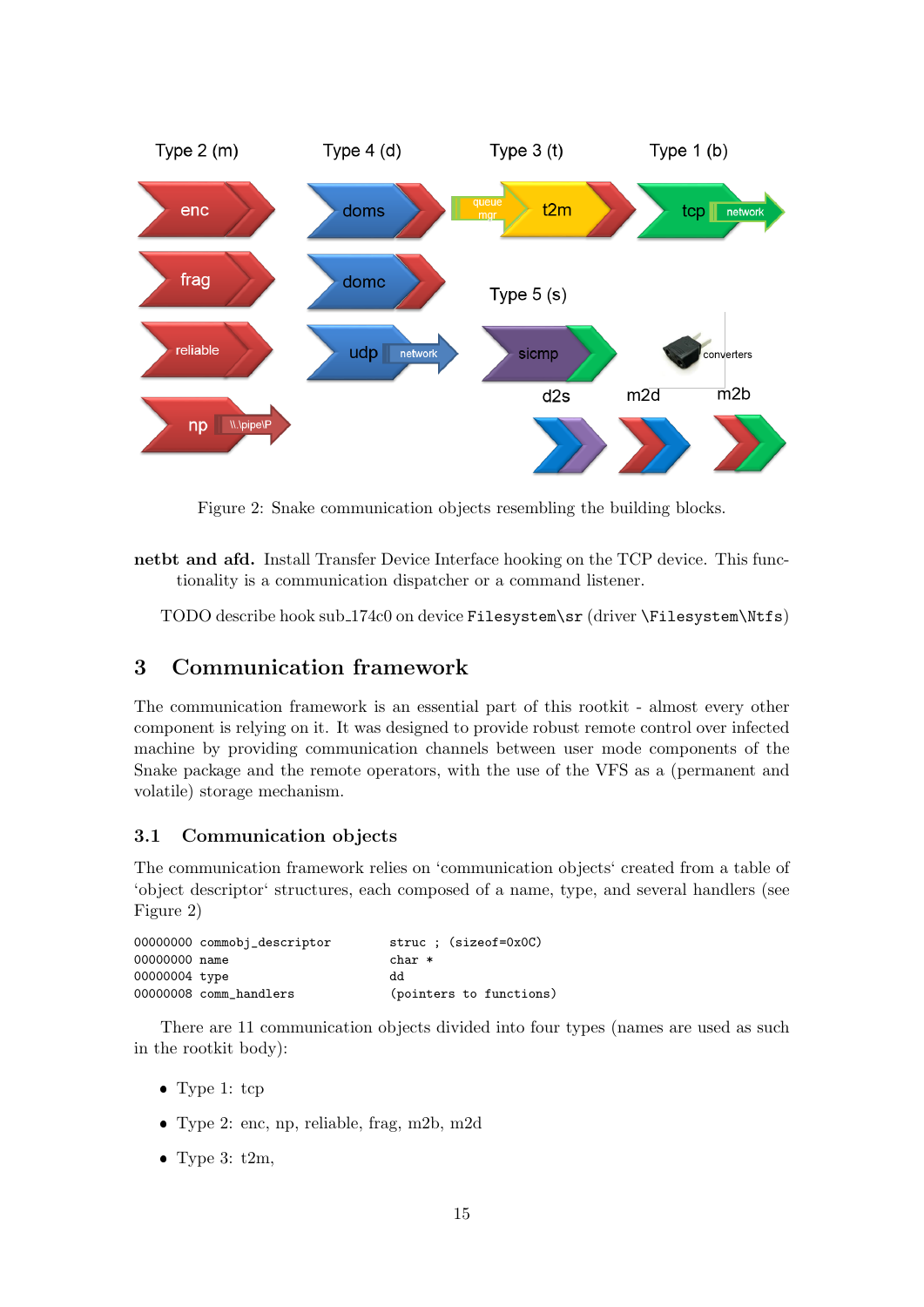Figure 2: Snake communication objects resembling the building blocks.

**netbt and afd.** Install Transfer Device Interface hooking on the TCP device. This functionality is a communication dispatcher or a command listener.

TODO describe hook sub_174c0 on device `Filesystem\sr` (driver `\Filesystem\Ntfs`)

# 3 Communication framework

The communication framework is an essential part of this rootkit - almost every other component is relying on it. It was designed to provide robust remote control over infected machine by providing communication channels between user mode components of the Snake package and the remote operators, with the use of the VFS as a (permanent and volatile) storage mechanism.

## 3.1 Communication objects

The communication framework relies on 'communication objects' created from a table of 'object descriptor' structures, each composed of a name, type, and several handlers (see Figure 2)

```
00000000 commobj_descriptor          struc ; (sizeof=0x0C)
00000000 name                        char *
00000004 type                        dd
00000008 comm_handlers               (pointers to functions)
```

There are 11 communication objects divided into four types (names are used as such in the rootkit body):

- Type 1: tcp
- Type 2: enc, np, reliable, frag, m2b, m2d
- Type 3: t2m,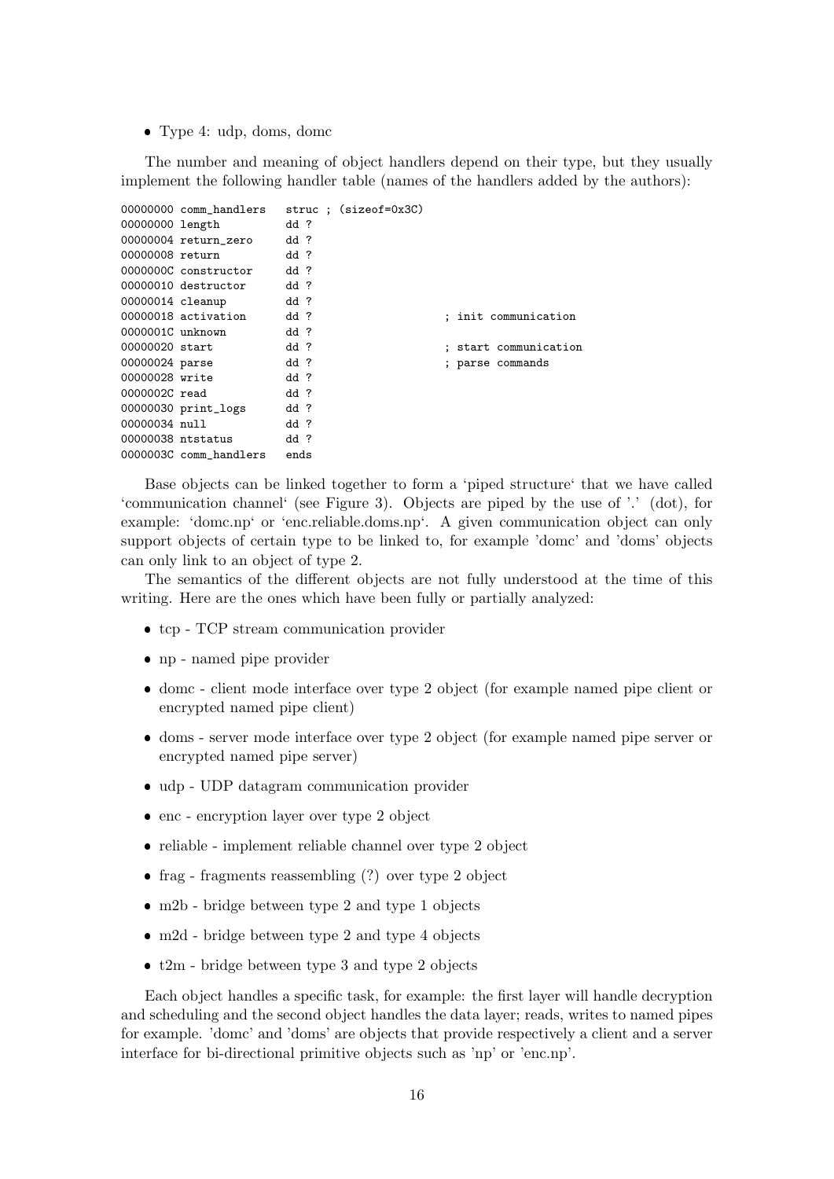- Type 4: udp, doms, domc

The number and meaning of object handlers depend on their type, but they usually implement the following handler table (names of the handlers added by the authors):

```
00000000 comm_handlers   struc ; (sizeof=0x3C)
00000000 length          dd ?
00000004 return_zero     dd ?
00000008 return          dd ?
0000000C constructor     dd ?
00000010 destructor      dd ?
00000014 cleanup         dd ?
00000018 activation      dd ?                    ; init communication
0000001C unknown         dd ?
00000020 start           dd ?                    ; start communication
00000024 parse           dd ?                    ; parse commands
00000028 write           dd ?
0000002C read            dd ?
00000030 print_logs      dd ?
00000034 null            dd ?
00000038 ntstatus        dd ?
0000003C comm_handlers   ends
```

Base objects can be linked together to form a 'piped structure' that we have called 'communication channel' (see Figure 3). Objects are piped by the use of '.' (dot), for example: 'domc.np' or 'enc.reliable.doms.np'. A given communication object can only support objects of certain type to be linked to, for example 'domc' and 'doms' objects can only link to an object of type 2.

The semantics of the different objects are not fully understood at the time of this writing. Here are the ones which have been fully or partially analyzed:

- tcp - TCP stream communication provider
- np - named pipe provider
- domc - client mode interface over type 2 object (for example named pipe client or encrypted named pipe client)
- doms - server mode interface over type 2 object (for example named pipe server or encrypted named pipe server)
- udp - UDP datagram communication provider
- enc - encryption layer over type 2 object
- reliable - implement reliable channel over type 2 object
- frag - fragments reassembling (?) over type 2 object
- m2b - bridge between type 2 and type 1 objects
- m2d - bridge between type 2 and type 4 objects
- t2m - bridge between type 3 and type 2 objects

Each object handles a specific task, for example: the first layer will handle decryption and scheduling and the second object handles the data layer; reads, writes to named pipes for example. 'domc' and 'doms' are objects that provide respectively a client and a server interface for bi-directional primitive objects such as 'np' or 'enc.np'.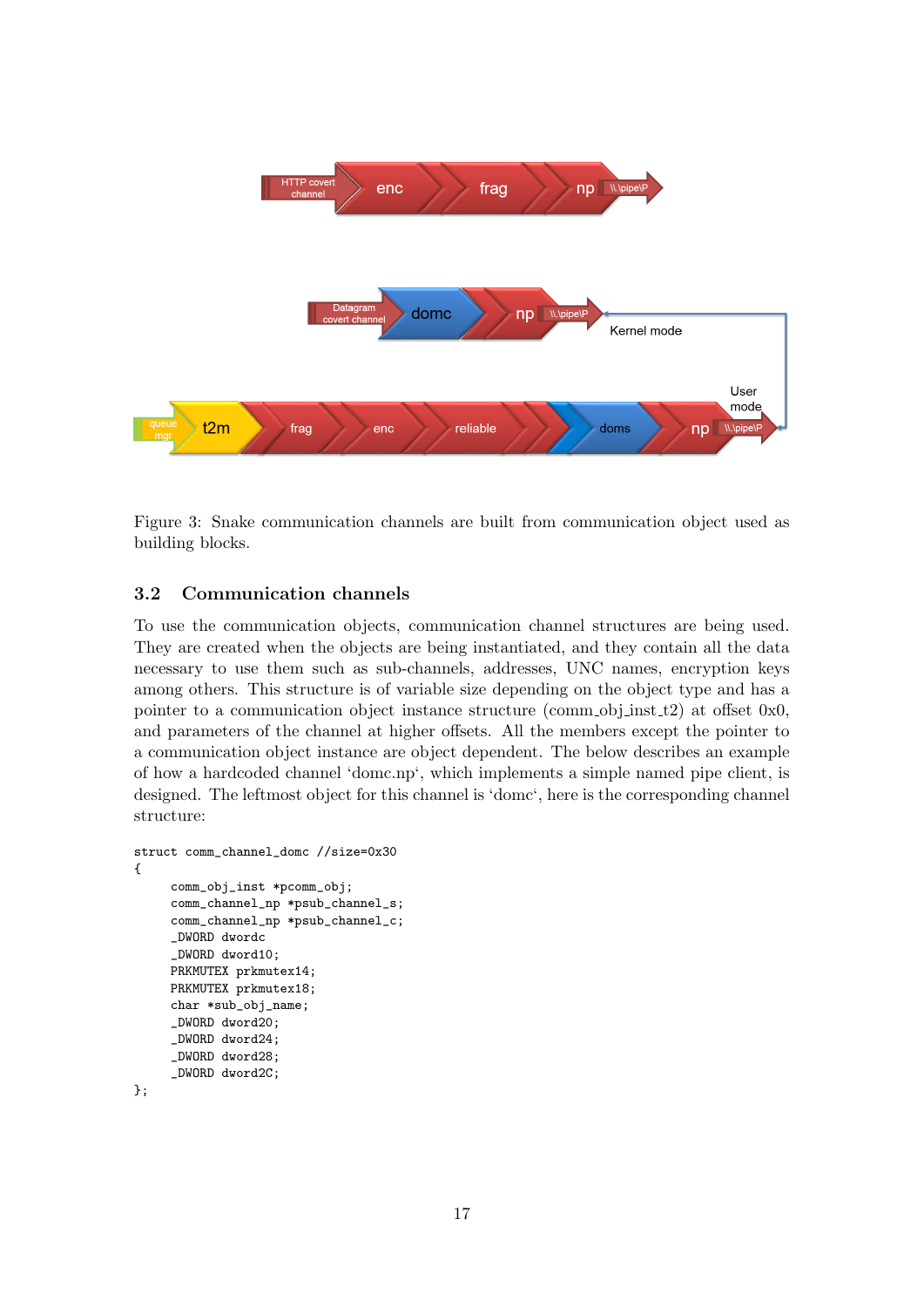Figure 3: Snake communication channels are built from communication object used as building blocks.

### 3.2 Communication channels

To use the communication objects, communication channel structures are being used. They are created when the objects are being instantiated, and they contain all the data necessary to use them such as sub-channels, addresses, UNC names, encryption keys among others. This structure is of variable size depending on the object type and has a pointer to a communication object instance structure (comm_obj_inst_t2) at offset 0x0, and parameters of the channel at higher offsets. All the members except the pointer to a communication object instance are object dependent. The below describes an example of how a hardcoded channel 'domc.np', which implements a simple named pipe client, is designed. The leftmost object for this channel is 'domc', here is the corresponding channel structure:

```
struct comm_channel_domc //size=0x30
{
     comm_obj_inst *pcomm_obj;
     comm_channel_np *psub_channel_s;
     comm_channel_np *psub_channel_c;
     _DWORD dwordc
     _DWORD dword10;
     PRKMUTEX prkmutex14;
     PRKMUTEX prkmutex18;
     char *sub_obj_name;
     _DWORD dword20;
     _DWORD dword24;
     _DWORD dword28;
     _DWORD dword2C;
};
```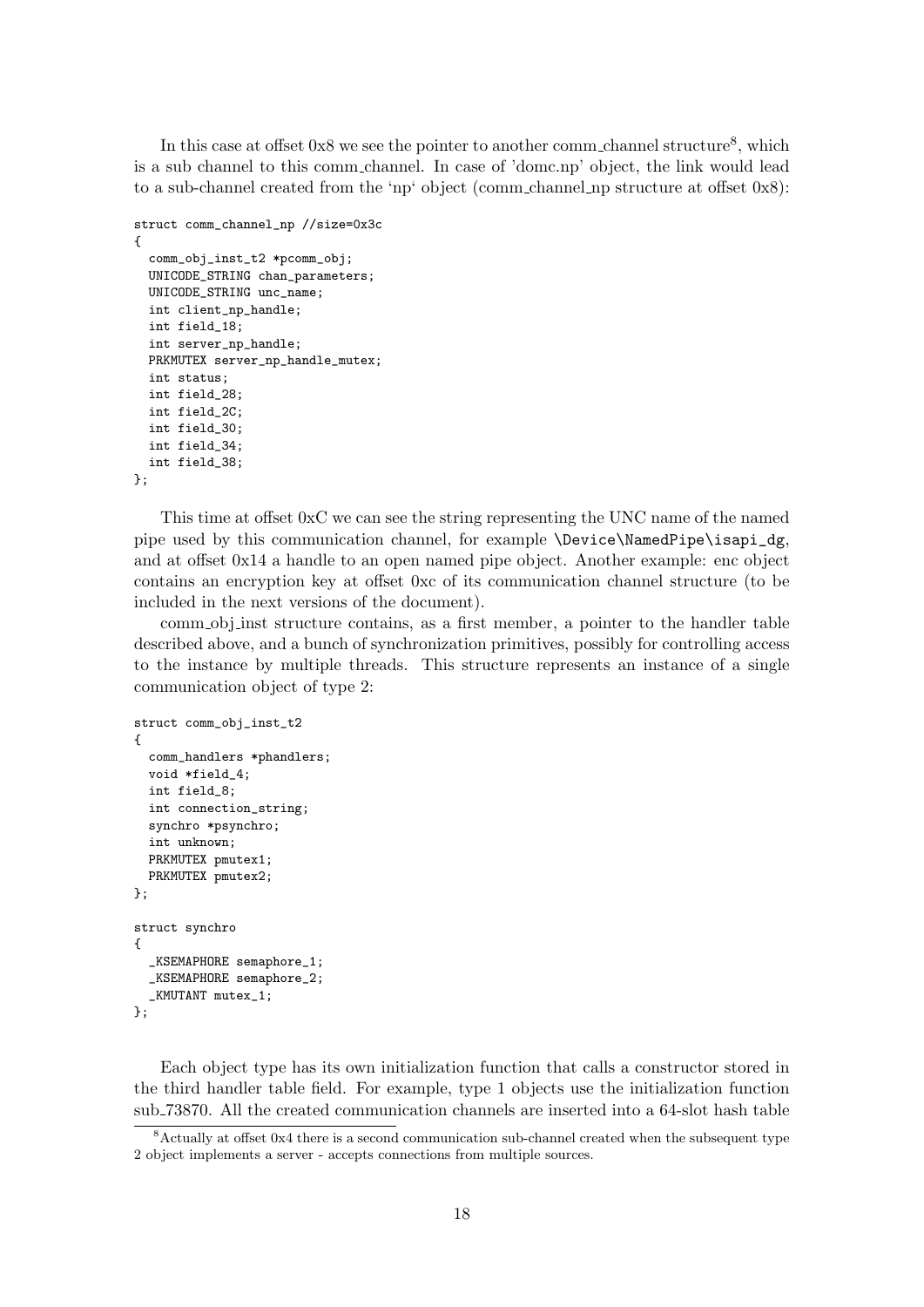In this case at offset 0x8 we see the pointer to another comm_channel structure[8], which is a sub channel to this comm_channel. In case of 'domc.np' object, the link would lead to a sub-channel created from the 'np' object (comm_channel_np structure at offset 0x8):

```
struct comm_channel_np //size=0x3c
{
  comm_obj_inst_t2 *pcomm_obj;
  UNICODE_STRING chan_parameters;
  UNICODE_STRING unc_name;
  int client_np_handle;
  int field_18;
  int server_np_handle;
  PRKMUTEX server_np_handle_mutex;
  int status;
  int field_28;
  int field_2C;
  int field_30;
  int field_34;
  int field_38;
};
```

This time at offset 0xC we can see the string representing the UNC name of the named pipe used by this communication channel, for example `\Device\NamedPipe\isapi_dg`, and at offset 0x14 a handle to an open named pipe object. Another example: enc object contains an encryption key at offset 0xc of its communication channel structure (to be included in the next versions of the document).

comm_obj_inst structure contains, as a first member, a pointer to the handler table described above, and a bunch of synchronization primitives, possibly for controlling access to the instance by multiple threads. This structure represents an instance of a single communication object of type 2:

```
struct comm_obj_inst_t2
{
  comm_handlers *phandlers;
  void *field_4;
  int field_8;
  int connection_string;
  synchro *psynchro;
  int unknown;
  PRKMUTEX pmutex1;
  PRKMUTEX pmutex2;
};

struct synchro
{
  _KSEMAPHORE semaphore_1;
  _KSEMAPHORE semaphore_2;
  _KMUTANT mutex_1;
};
```

Each object type has its own initialization function that calls a constructor stored in the third handler table field. For example, type 1 objects use the initialization function sub_73870. All the created communication channels are inserted into a 64-slot hash table

[8] Actually at offset 0x4 there is a second communication sub-channel created when the subsequent type 2 object implements a server - accepts connections from multiple sources.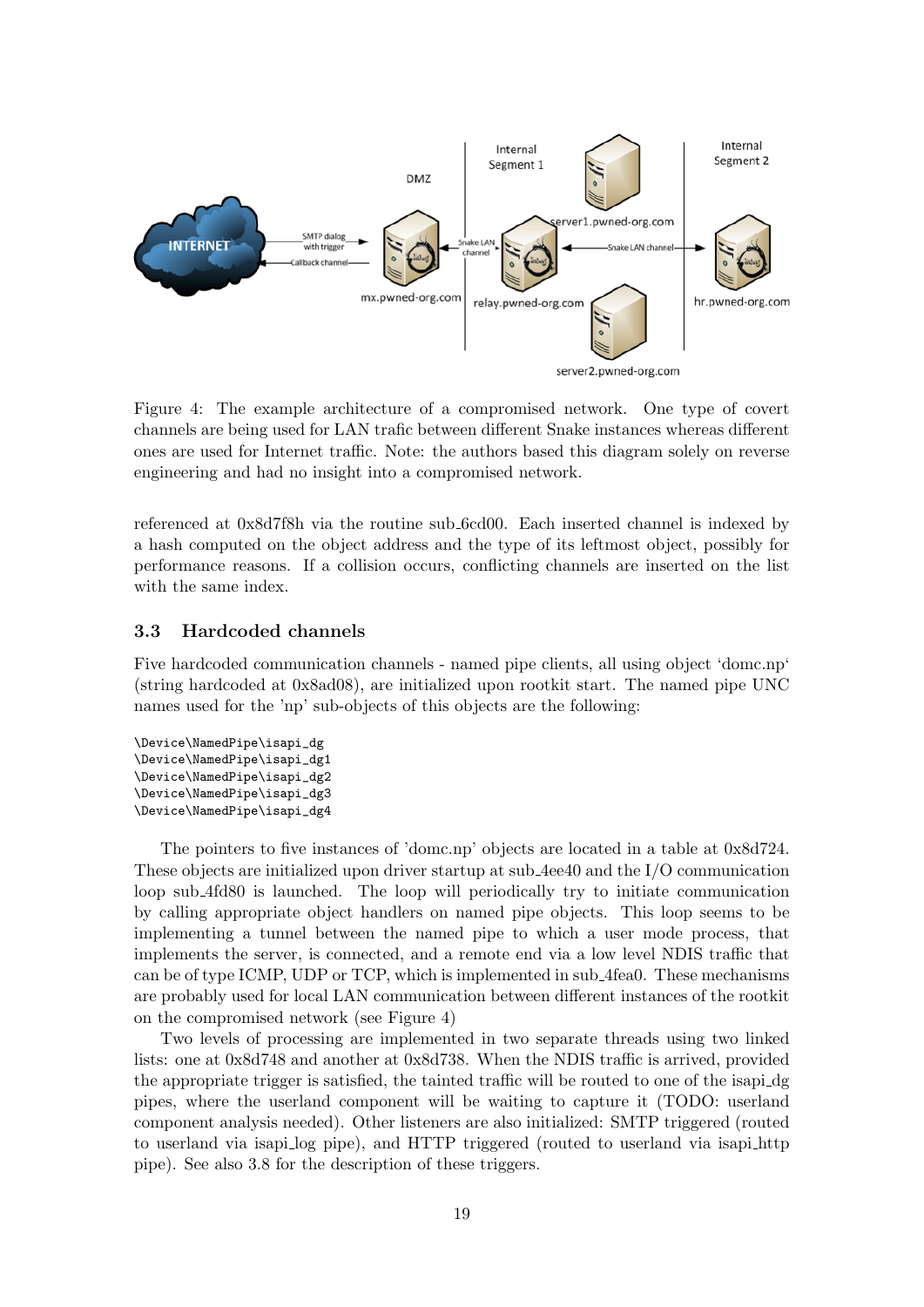Figure 4: The example architecture of a compromised network. One type of covert channels are being used for LAN trafic between different Snake instances whereas different ones are used for Internet traffic. Note: the authors based this diagram solely on reverse engineering and had no insight into a compromised network.

referenced at 0x8d7f8h via the routine sub_6cd00. Each inserted channel is indexed by a hash computed on the object address and the type of its leftmost object, possibly for performance reasons. If a collision occurs, conflicting channels are inserted on the list with the same index.

### 3.3 Hardcoded channels

Five hardcoded communication channels - named pipe clients, all using object 'domc.np' (string hardcoded at 0x8ad08), are initialized upon rootkit start. The named pipe UNC names used for the 'np' sub-objects of this objects are the following:

```
\Device\NamedPipe\isapi_dg
\Device\NamedPipe\isapi_dg1
\Device\NamedPipe\isapi_dg2
\Device\NamedPipe\isapi_dg3
\Device\NamedPipe\isapi_dg4
```

The pointers to five instances of 'domc.np' objects are located in a table at 0x8d724. These objects are initialized upon driver startup at sub_4ee40 and the I/O communication loop sub_4fd80 is launched. The loop will periodically try to initiate communication by calling appropriate object handlers on named pipe objects. This loop seems to be implementing a tunnel between the named pipe to which a user mode process, that implements the server, is connected, and a remote end via a low level NDIS traffic that can be of type ICMP, UDP or TCP, which is implemented in sub_4fea0. These mechanisms are probably used for local LAN communication between different instances of the rootkit on the compromised network (see Figure 4)

Two levels of processing are implemented in two separate threads using two linked lists: one at 0x8d748 and another at 0x8d738. When the NDIS traffic is arrived, provided the appropriate trigger is satisfied, the tainted traffic will be routed to one of the isapi_dg pipes, where the userland component will be waiting to capture it (TODO: userland component analysis needed). Other listeners are also initialized: SMTP triggered (routed to userland via isapi_log pipe), and HTTP triggered (routed to userland via isapi_http pipe). See also 3.8 for the description of these triggers.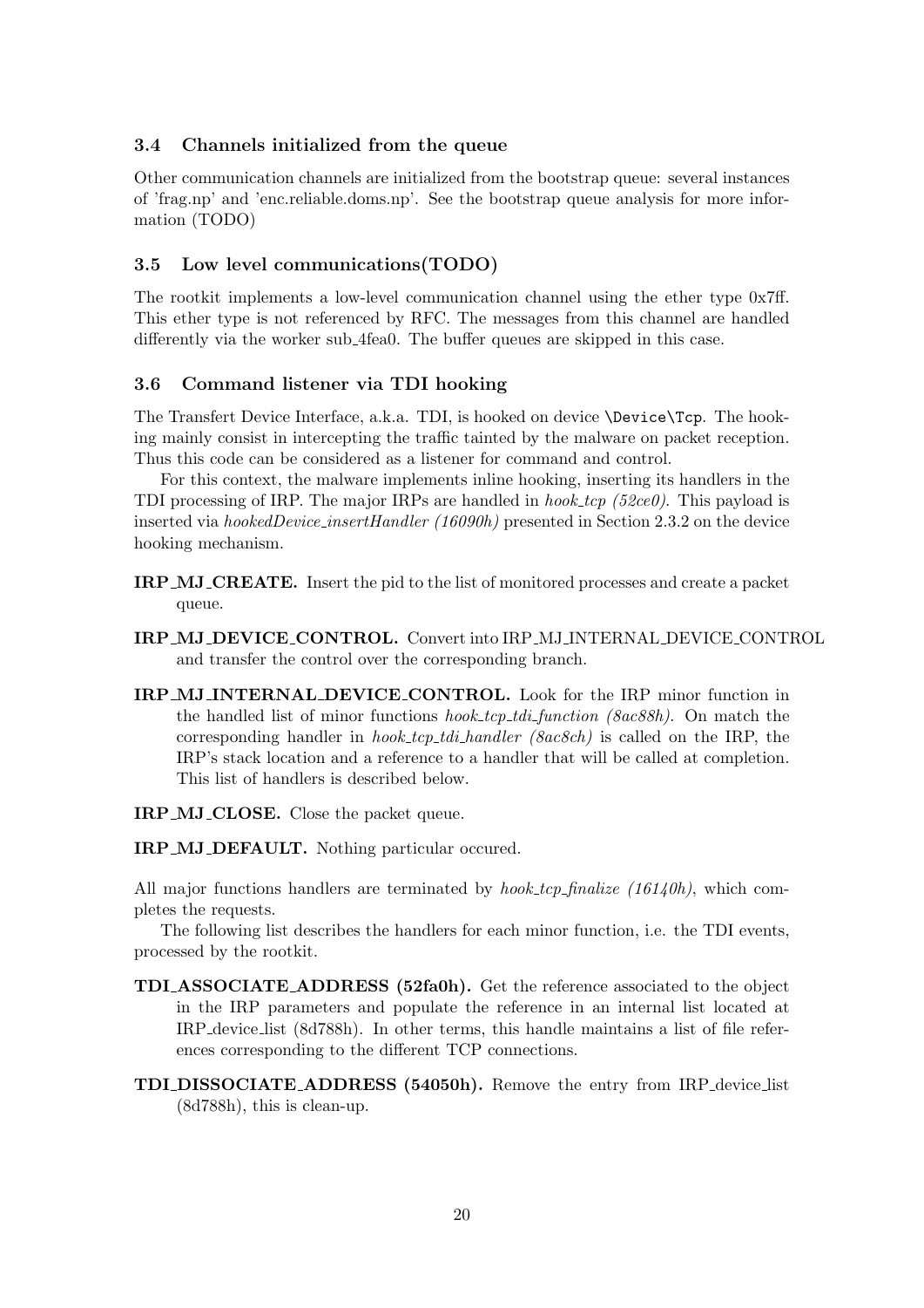### 3.4 Channels initialized from the queue

Other communication channels are initialized from the bootstrap queue: several instances of 'frag.np' and 'enc.reliable.doms.np'. See the bootstrap queue analysis for more information (TODO)

### 3.5 Low level communications(TODO)

The rootkit implements a low-level communication channel using the ether type 0x7ff. This ether type is not referenced by RFC. The messages from this channel are handled differently via the worker sub_4fea0. The buffer queues are skipped in this case.

### 3.6 Command listener via TDI hooking

The Transfert Device Interface, a.k.a. TDI, is hooked on device `\Device\Tcp`. The hooking mainly consist in intercepting the traffic tainted by the malware on packet reception. Thus this code can be considered as a listener for command and control.

For this context, the malware implements inline hooking, inserting its handlers in the TDI processing of IRP. The major IRPs are handled in *hook_tcp (52ce0)*. This payload is inserted via *hookedDevice_insertHandler (16090h)* presented in Section 2.3.2 on the device hooking mechanism.

**IRP_MJ_CREATE.** Insert the pid to the list of monitored processes and create a packet queue.

**IRP_MJ_DEVICE_CONTROL.** Convert into IRP_MJ_INTERNAL_DEVICE_CONTROL and transfer the control over the corresponding branch.

**IRP_MJ_INTERNAL_DEVICE_CONTROL.** Look for the IRP minor function in the handled list of minor functions *hook_tcp_tdi_function (8ac88h)*. On match the corresponding handler in *hook_tcp_tdi_handler (8ac8ch)* is called on the IRP, the IRP's stack location and a reference to a handler that will be called at completion. This list of handlers is described below.

**IRP_MJ_CLOSE.** Close the packet queue.

**IRP_MJ_DEFAULT.** Nothing particular occured.

All major functions handlers are terminated by *hook_tcp_finalize (16140h)*, which completes the requests.

The following list describes the handlers for each minor function, i.e. the TDI events, processed by the rootkit.

**TDI_ASSOCIATE_ADDRESS (52fa0h).** Get the reference associated to the object in the IRP parameters and populate the reference in an internal list located at IRP_device_list (8d788h). In other terms, this handle maintains a list of file references corresponding to the different TCP connections.

**TDI_DISSOCIATE_ADDRESS (54050h).** Remove the entry from IRP_device_list (8d788h), this is clean-up.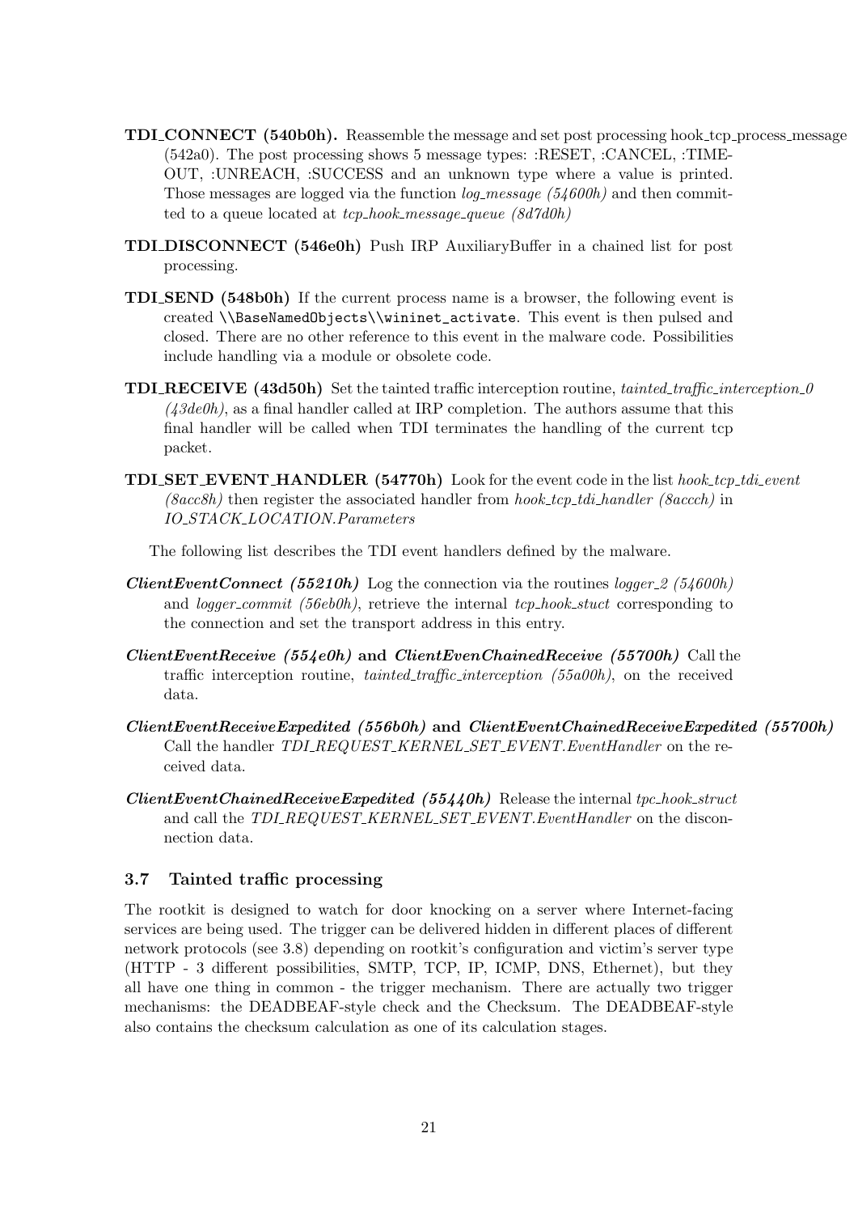**TDI_CONNECT (540b0h).** Reassemble the message and set post processing hook_tcp_process_message (542a0). The post processing shows 5 message types: :RESET, :CANCEL, :TIMEOUT, :UNREACH, :SUCCESS and an unknown type where a value is printed. Those messages are logged via the function *log_message (54600h)* and then committed to a queue located at *tcp_hook_message_queue (8d7d0h)*

**TDI_DISCONNECT (546e0h)** Push IRP AuxiliaryBuffer in a chained list for post processing.

**TDI_SEND (548b0h)** If the current process name is a browser, the following event is created `\\BaseNamedObjects\\wininet_activate`. This event is then pulsed and closed. There are no other reference to this event in the malware code. Possibilities include handling via a module or obsolete code.

**TDI_RECEIVE (43d50h)** Set the tainted traffic interception routine, *tainted_traffic_interception_0 (43de0h)*, as a final handler called at IRP completion. The authors assume that this final handler will be called when TDI terminates the handling of the current tcp packet.

**TDI_SET_EVENT_HANDLER (54770h)** Look for the event code in the list *hook_tcp_tdi_event (8acc8h)* then register the associated handler from *hook_tcp_tdi_handler (8accch)* in *IO_STACK_LOCATION.Parameters*

The following list describes the TDI event handlers defined by the malware.

***ClientEventConnect (55210h)*** Log the connection via the routines *logger_2 (54600h)* and *logger_commit (56eb0h)*, retrieve the internal *tcp_hook_stuct* corresponding to the connection and set the transport address in this entry.

***ClientEventReceive (554e0h)* and *ClientEvenChainedReceive (55700h)*** Call the traffic interception routine, *tainted_traffic_interception (55a00h)*, on the received data.

***ClientEventReceiveExpedited (556b0h)* and *ClientEventChainedReceiveExpedited (55700h)*** Call the handler *TDI_REQUEST_KERNEL_SET_EVENT.EventHandler* on the received data.

***ClientEventChainedReceiveExpedited (55440h)*** Release the internal *tpc_hook_struct* and call the *TDI_REQUEST_KERNEL_SET_EVENT.EventHandler* on the disconnection data.

### 3.7 Tainted traffic processing

The rootkit is designed to watch for door knocking on a server where Internet-facing services are being used. The trigger can be delivered hidden in different places of different network protocols (see 3.8) depending on rootkit's configuration and victim's server type (HTTP - 3 different possibilities, SMTP, TCP, IP, ICMP, DNS, Ethernet), but they all have one thing in common - the trigger mechanism. There are actually two trigger mechanisms: the DEADBEAF-style check and the Checksum. The DEADBEAF-style also contains the checksum calculation as one of its calculation stages.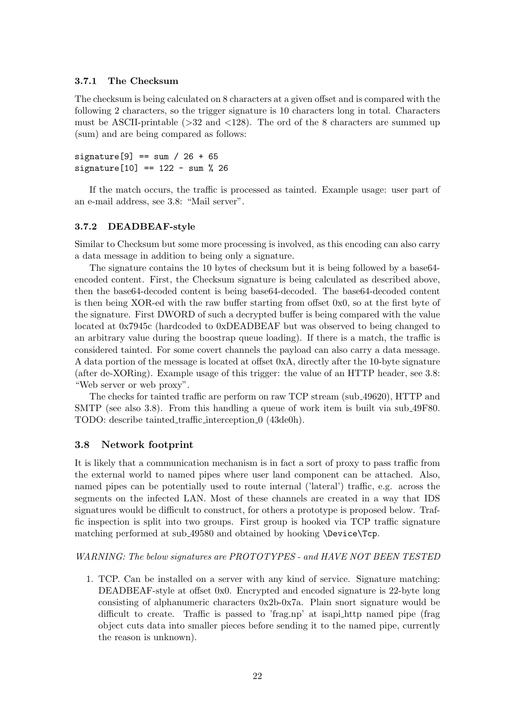### 3.7.1 The Checksum

The checksum is being calculated on 8 characters at a given offset and is compared with the following 2 characters, so the trigger signature is 10 characters long in total. Characters must be ASCII-printable (>32 and <128). The ord of the 8 characters are summed up (sum) and are being compared as follows:

```
signature[9] == sum / 26 + 65
signature[10] == 122 - sum % 26
```

If the match occurs, the traffic is processed as tainted. Example usage: user part of an e-mail address, see 3.8: "Mail server".

### 3.7.2 DEADBEAF-style

Similar to Checksum but some more processing is involved, as this encoding can also carry a data message in addition to being only a signature.

The signature contains the 10 bytes of checksum but it is being followed by a base64-encoded content. First, the Checksum signature is being calculated as described above, then the base64-decoded content is being base64-decoded. The base64-decoded content is then being XOR-ed with the raw buffer starting from offset 0x0, so at the first byte of the signature. First DWORD of such a decrypted buffer is being compared with the value located at 0x7945c (hardcoded to 0xDEADBEAF but was observed to being changed to an arbitrary value during the boostrap queue loading). If there is a match, the traffic is considered tainted. For some covert channels the payload can also carry a data message. A data portion of the message is located at offset 0xA, directly after the 10-byte signature (after de-XORing). Example usage of this trigger: the value of an HTTP header, see 3.8: "Web server or web proxy".

The checks for tainted traffic are perform on raw TCP stream (sub_49620), HTTP and SMTP (see also 3.8). From this handling a queue of work item is built via sub_49F80. TODO: describe tainted_traffic_interception_0 (43de0h).

## 3.8 Network footprint

It is likely that a communication mechanism is in fact a sort of proxy to pass traffic from the external world to named pipes where user land component can be attached. Also, named pipes can be potentially used to route internal ('lateral') traffic, e.g. across the segments on the infected LAN. Most of these channels are created in a way that IDS signatures would be difficult to construct, for others a prototype is proposed below. Traffic inspection is split into two groups. First group is hooked via TCP traffic signature matching performed at sub_49580 and obtained by hooking `\Device\Tcp`.

*WARNING: The below signatures are PROTOTYPES - and HAVE NOT BEEN TESTED*

1. TCP. Can be installed on a server with any kind of service. Signature matching: DEADBEAF-style at offset 0x0. Encrypted and encoded signature is 22-byte long consisting of alphanumeric characters 0x2b-0x7a. Plain snort signature would be difficult to create. Traffic is passed to 'frag.np' at isapi_http named pipe (frag object cuts data into smaller pieces before sending it to the named pipe, currently the reason is unknown).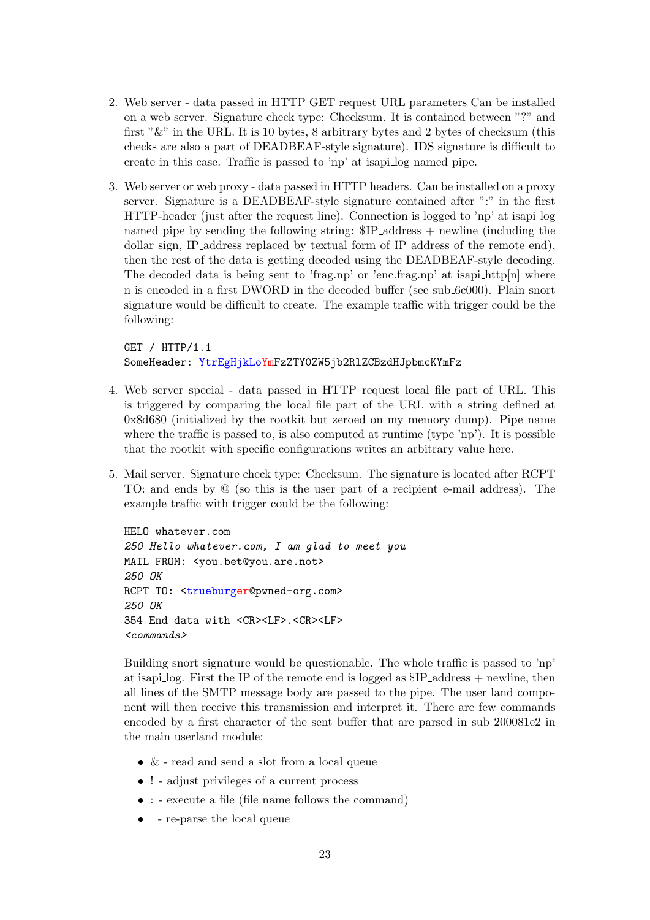2. Web server - data passed in HTTP GET request URL parameters Can be installed on a web server. Signature check type: Checksum. It is contained between "?" and first "&" in the URL. It is 10 bytes, 8 arbitrary bytes and 2 bytes of checksum (this checks are also a part of DEADBEAF-style signature). IDS signature is difficult to create in this case. Traffic is passed to 'np' at isapi_log named pipe.

3. Web server or web proxy - data passed in HTTP headers. Can be installed on a proxy server. Signature is a DEADBEAF-style signature contained after ":" in the first HTTP-header (just after the request line). Connection is logged to 'np' at isapi_log named pipe by sending the following string: $IP_address + newline (including the dollar sign, IP_address replaced by textual form of IP address of the remote end), then the rest of the data is getting decoded using the DEADBEAF-style decoding. The decoded data is being sent to 'frag.np' or 'enc.frag.np' at isapi_http[n] where n is encoded in a first DWORD in the decoded buffer (see sub_6c000). Plain snort signature would be difficult to create. The example traffic with trigger could be the following:

```
GET / HTTP/1.1
SomeHeader: YtrEgHjkLoYmFzZTY0ZW5jb2RlZCBzdHJpbmcKYmFz
```

4. Web server special - data passed in HTTP request local file part of URL. This is triggered by comparing the local file part of the URL with a string defined at 0x8d680 (initialized by the rootkit but zeroed on my memory dump). Pipe name where the traffic is passed to, is also computed at runtime (type 'np'). It is possible that the rootkit with specific configurations writes an arbitrary value here.

5. Mail server. Signature check type: Checksum. The signature is located after RCPT TO: and ends by @ (so this is the user part of a recipient e-mail address). The example traffic with trigger could be the following:

```
HELO whatever.com
250 Hello whatever.com, I am glad to meet you
MAIL FROM: <you.bet@you.are.not>
250 OK
RCPT TO: <trueburger@pwned-org.com>
250 OK
354 End data with <CR><LF>.<CR><LF>
<commands>
```

Building snort signature would be questionable. The whole traffic is passed to 'np' at isapi_log. First the IP of the remote end is logged as $IP_address + newline, then all lines of the SMTP message body are passed to the pipe. The user land component will then receive this transmission and interpret it. There are few commands encoded by a first character of the sent buffer that are parsed in sub_200081e2 in the main userland module:

- & - read and send a slot from a local queue
- ! - adjust privileges of a current process
- : - execute a file (file name follows the command)
- - re-parse the local queue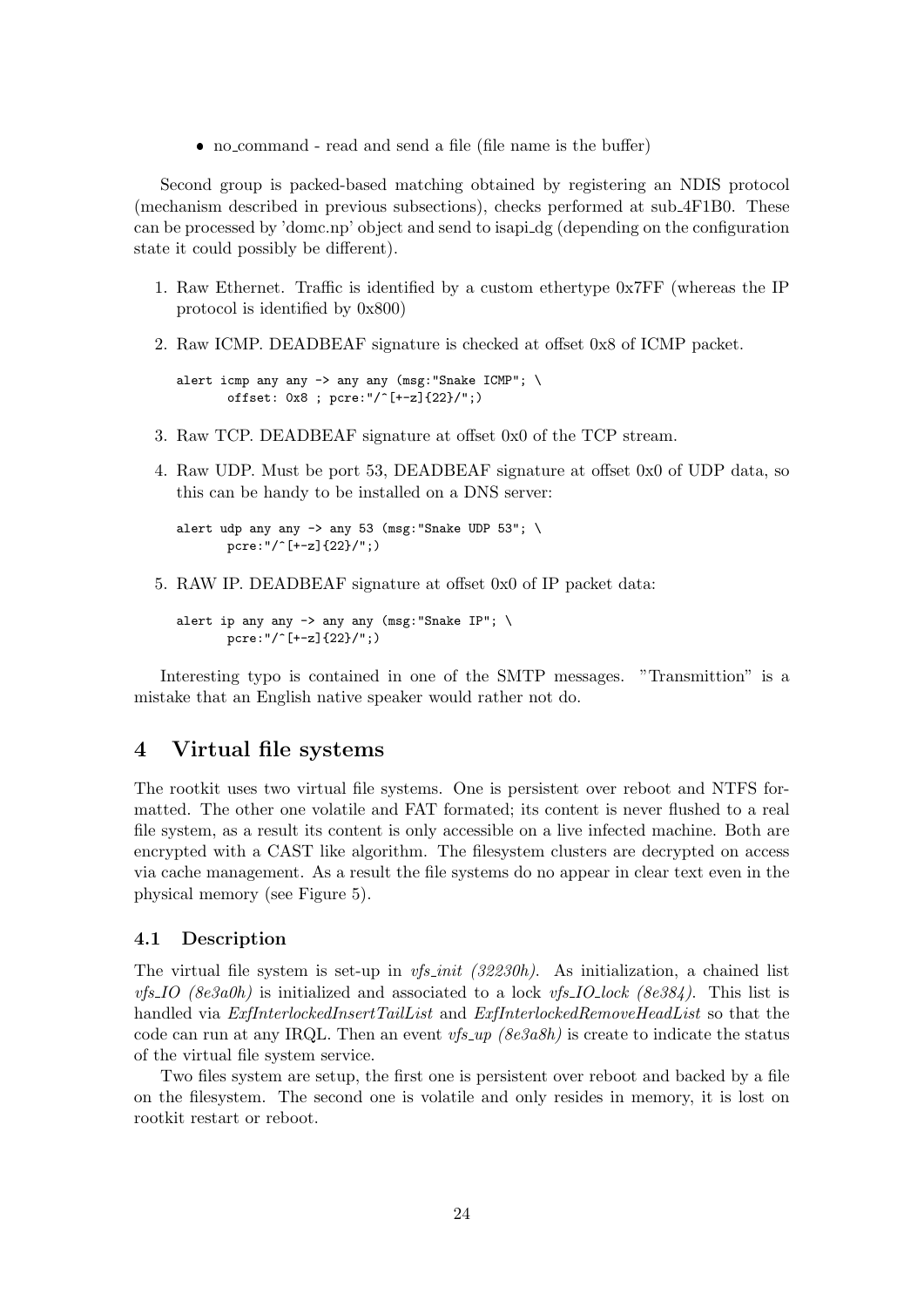- no_command - read and send a file (file name is the buffer)

Second group is packed-based matching obtained by registering an NDIS protocol (mechanism described in previous subsections), checks performed at sub_4F1B0. These can be processed by 'domc.np' object and send to isapi_dg (depending on the configuration state it could possibly be different).

1. Raw Ethernet. Traffic is identified by a custom ethertype 0x7FF (whereas the IP protocol is identified by 0x800)
2. Raw ICMP. DEADBEAF signature is checked at offset 0x8 of ICMP packet.

   ```
   alert icmp any any -> any any (msg:"Snake ICMP"; \
          offset: 0x8 ; pcre:"/^[+-z]{22}/";)
   ```

3. Raw TCP. DEADBEAF signature at offset 0x0 of the TCP stream.
4. Raw UDP. Must be port 53, DEADBEAF signature at offset 0x0 of UDP data, so this can be handy to be installed on a DNS server:

   ```
   alert udp any any -> any 53 (msg:"Snake UDP 53"; \
          pcre:"/^[+-z]{22}/";)
   ```

5. RAW IP. DEADBEAF signature at offset 0x0 of IP packet data:

   ```
   alert ip any any -> any any (msg:"Snake IP"; \
          pcre:"/^[+-z]{22}/";)
   ```

Interesting typo is contained in one of the SMTP messages. "Transmittion" is a mistake that an English native speaker would rather not do.

## 4 Virtual file systems

The rootkit uses two virtual file systems. One is persistent over reboot and NTFS formatted. The other one volatile and FAT formated; its content is never flushed to a real file system, as a result its content is only accessible on a live infected machine. Both are encrypted with a CAST like algorithm. The filesystem clusters are decrypted on access via cache management. As a result the file systems do no appear in clear text even in the physical memory (see Figure 5).

### 4.1 Description

The virtual file system is set-up in *vfs_init (32230h)*. As initialization, a chained list *vfs_IO (8e3a0h)* is initialized and associated to a lock *vfs_IO_lock (8e384)*. This list is handled via *ExfInterlockedInsertTailList* and *ExfInterlockedRemoveHeadList* so that the code can run at any IRQL. Then an event *vfs_up (8e3a8h)* is create to indicate the status of the virtual file system service.

Two files system are setup, the first one is persistent over reboot and backed by a file on the filesystem. The second one is volatile and only resides in memory, it is lost on rootkit restart or reboot.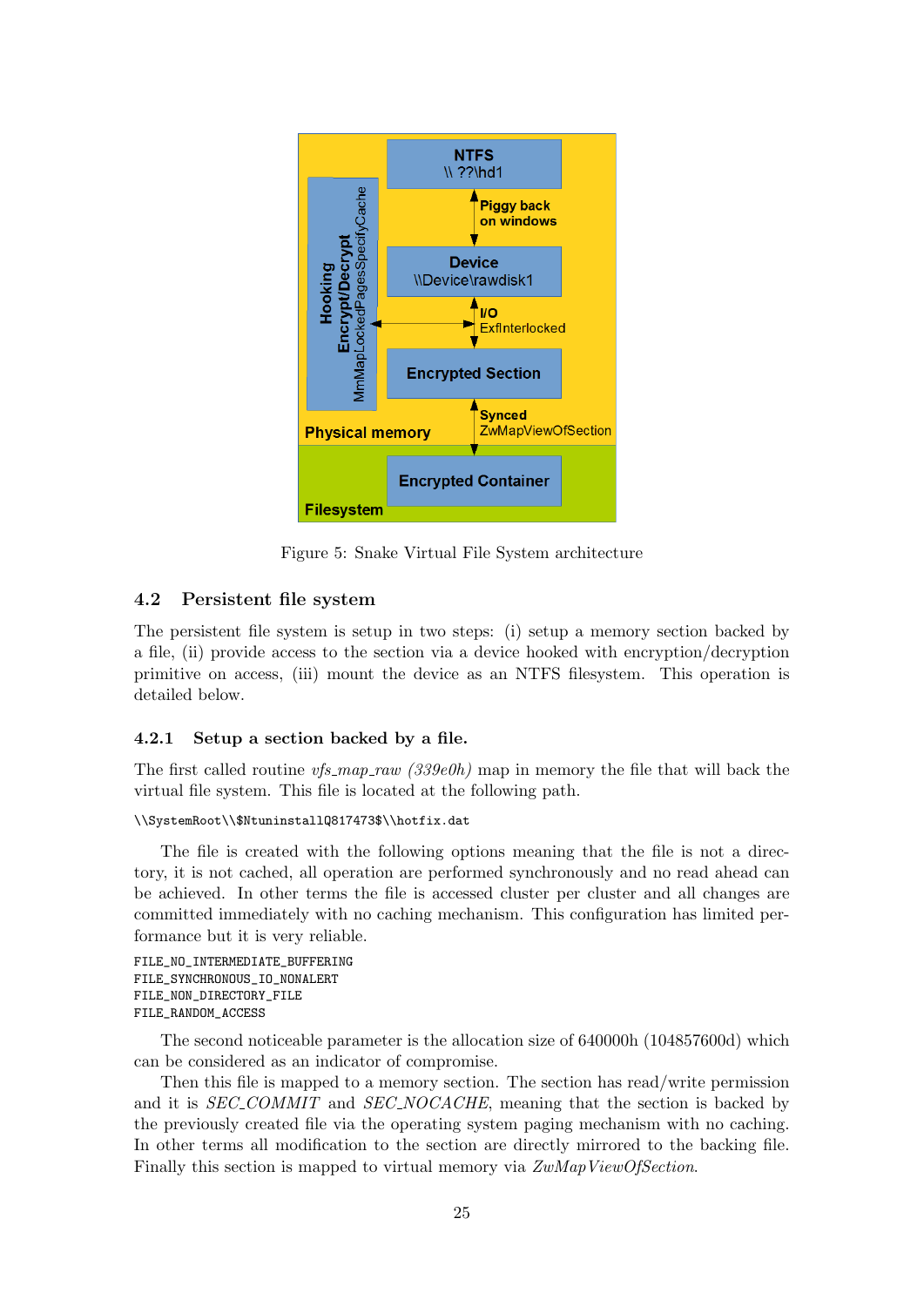Figure 5: Snake Virtual File System architecture

## 4.2 Persistent file system

The persistent file system is setup in two steps: (i) setup a memory section backed by a file, (ii) provide access to the section via a device hooked with encryption/decryption primitive on access, (iii) mount the device as an NTFS filesystem. This operation is detailed below.

### 4.2.1 Setup a section backed by a file.

The first called routine *vfs_map_raw (339e0h)* map in memory the file that will back the virtual file system. This file is located at the following path.

```
\\SystemRoot\\$NtuninstallQ817473$\\hotfix.dat
```

The file is created with the following options meaning that the file is not a directory, it is not cached, all operation are performed synchronously and no read ahead can be achieved. In other terms the file is accessed cluster per cluster and all changes are committed immediately with no caching mechanism. This configuration has limited performance but it is very reliable.

```
FILE_NO_INTERMEDIATE_BUFFERING
FILE_SYNCHRONOUS_IO_NONALERT
FILE_NON_DIRECTORY_FILE
FILE_RANDOM_ACCESS
```

The second noticeable parameter is the allocation size of 640000h (104857600d) which can be considered as an indicator of compromise.

Then this file is mapped to a memory section. The section has read/write permission and it is *SEC_COMMIT* and *SEC_NOCACHE*, meaning that the section is backed by the previously created file via the operating system paging mechanism with no caching. In other terms all modification to the section are directly mirrored to the backing file. Finally this section is mapped to virtual memory via *ZwMapViewOfSection*.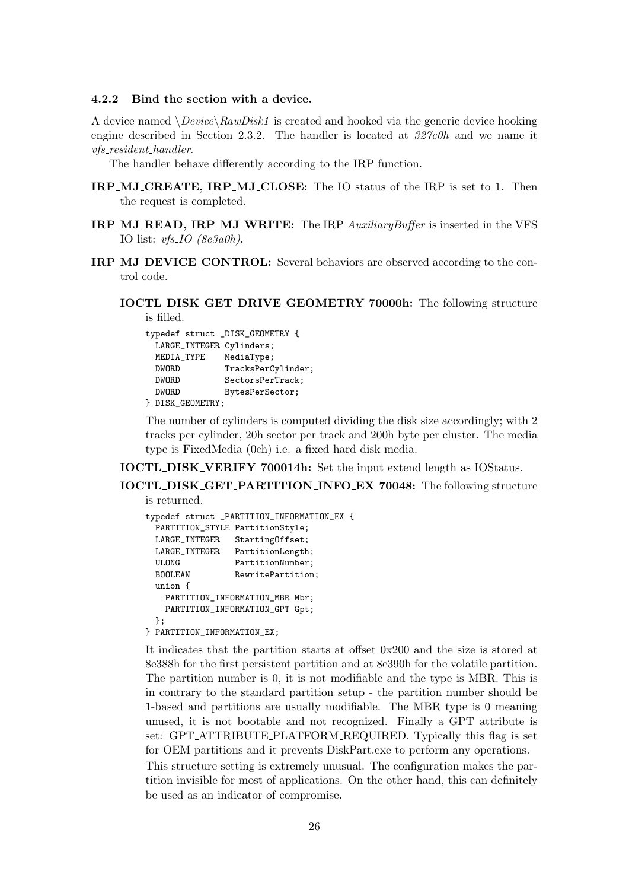#### 4.2.2 Bind the section with a device.

A device named *\Device\RawDisk1* is created and hooked via the generic device hooking engine described in Section 2.3.2. The handler is located at *327c0h* and we name it *vfs_resident_handler*.

The handler behave differently according to the IRP function.

**IRP_MJ_CREATE, IRP_MJ_CLOSE:** The IO status of the IRP is set to 1. Then the request is completed.

**IRP_MJ_READ, IRP_MJ_WRITE:** The IRP *AuxiliaryBuffer* is inserted in the VFS IO list: *vfs_IO (8e3a0h)*.

**IRP_MJ_DEVICE_CONTROL:** Several behaviors are observed according to the control code.

**IOCTL_DISK_GET_DRIVE_GEOMETRY 70000h:** The following structure is filled.

```
typedef struct _DISK_GEOMETRY {
  LARGE_INTEGER Cylinders;
  MEDIA_TYPE    MediaType;
  DWORD         TracksPerCylinder;
  DWORD         SectorsPerTrack;
  DWORD         BytesPerSector;
} DISK_GEOMETRY;
```

The number of cylinders is computed dividing the disk size accordingly; with 2 tracks per cylinder, 20h sector per track and 200h byte per cluster. The media type is FixedMedia (0ch) i.e. a fixed hard disk media.

**IOCTL_DISK_VERIFY 700014h:** Set the input extend length as IOStatus.

**IOCTL_DISK_GET_PARTITION_INFO_EX 70048:** The following structure is returned.

```
typedef struct _PARTITION_INFORMATION_EX {
  PARTITION_STYLE PartitionStyle;
  LARGE_INTEGER   StartingOffset;
  LARGE_INTEGER   PartitionLength;
  ULONG           PartitionNumber;
  BOOLEAN         RewritePartition;
  union {
    PARTITION_INFORMATION_MBR Mbr;
    PARTITION_INFORMATION_GPT Gpt;
  };
} PARTITION_INFORMATION_EX;
```

It indicates that the partition starts at offset 0x200 and the size is stored at 8e388h for the first persistent partition and at 8e390h for the volatile partition. The partition number is 0, it is not modifiable and the type is MBR. This is in contrary to the standard partition setup - the partition number should be 1-based and partitions are usually modifiable. The MBR type is 0 meaning unused, it is not bootable and not recognized. Finally a GPT attribute is set: GPT_ATTRIBUTE_PLATFORM_REQUIRED. Typically this flag is set for OEM partitions and it prevents DiskPart.exe to perform any operations.

This structure setting is extremely unusual. The configuration makes the partition invisible for most of applications. On the other hand, this can definitely be used as an indicator of compromise.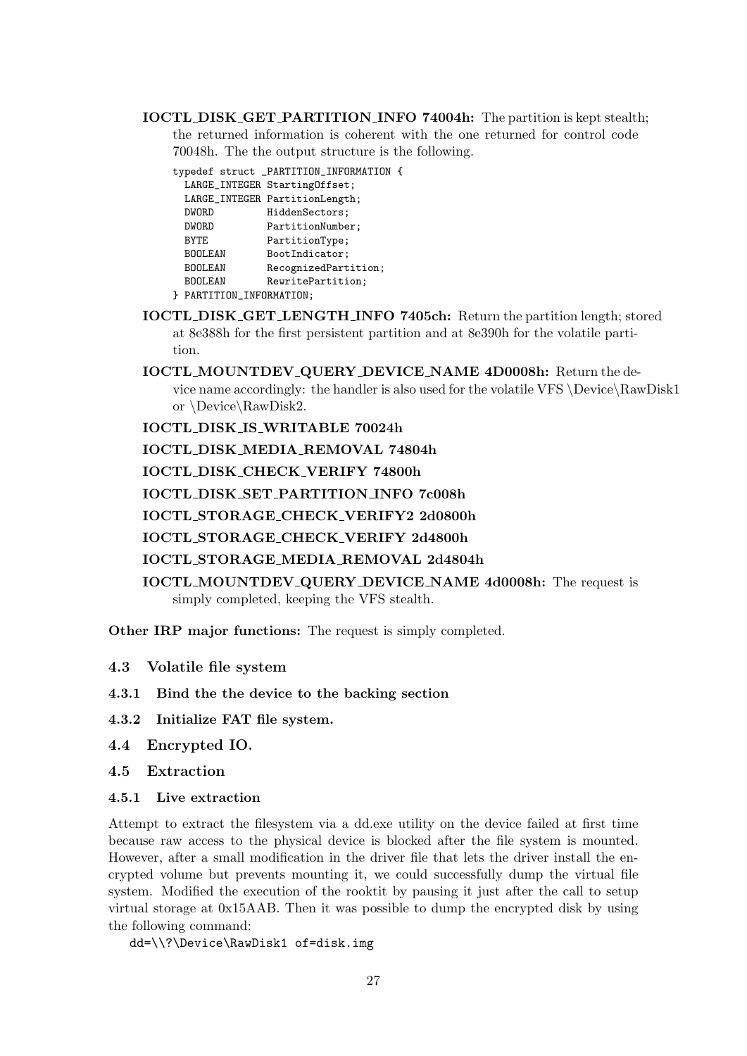**IOCTL_DISK_GET_PARTITION_INFO 74004h:** The partition is kept stealth; the returned information is coherent with the one returned for control code 70048h. The the output structure is the following.

```
typedef struct _PARTITION_INFORMATION {
  LARGE_INTEGER StartingOffset;
  LARGE_INTEGER PartitionLength;
  DWORD         HiddenSectors;
  DWORD         PartitionNumber;
  BYTE          PartitionType;
  BOOLEAN       BootIndicator;
  BOOLEAN       RecognizedPartition;
  BOOLEAN       RewritePartition;
} PARTITION_INFORMATION;
```

**IOCTL_DISK_GET_LENGTH_INFO 7405ch:** Return the partition length; stored at 8e388h for the first persistent partition and at 8e390h for the volatile partition.

**IOCTL_MOUNTDEV_QUERY_DEVICE_NAME 4D0008h:** Return the device name accordingly: the handler is also used for the volatile VFS \Device\RawDisk1 or \Device\RawDisk2.

**IOCTL_DISK_IS_WRITABLE 70024h**

**IOCTL_DISK_MEDIA_REMOVAL 74804h**

**IOCTL_DISK_CHECK_VERIFY 74800h**

**IOCTL_DISK_SET_PARTITION_INFO 7c008h**

**IOCTL_STORAGE_CHECK_VERIFY2 2d0800h**

**IOCTL_STORAGE_CHECK_VERIFY 2d4800h**

**IOCTL_STORAGE_MEDIA_REMOVAL 2d4804h**

**IOCTL_MOUNTDEV_QUERY_DEVICE_NAME 4d0008h:** The request is simply completed, keeping the VFS stealth.

**Other IRP major functions:** The request is simply completed.

## 4.3 Volatile file system

### 4.3.1 Bind the the device to the backing section

### 4.3.2 Initialize FAT file system.

## 4.4 Encrypted IO.

## 4.5 Extraction

### 4.5.1 Live extraction

Attempt to extract the filesystem via a dd.exe utility on the device failed at first time because raw access to the physical device is blocked after the file system is mounted. However, after a small modification in the driver file that lets the driver install the encrypted volume but prevents mounting it, we could successfully dump the virtual file system. Modified the execution of the rooktit by pausing it just after the call to setup virtual storage at 0x15AAB. Then it was possible to dump the encrypted disk by using the following command:

```
dd=\\?\Device\RawDisk1 of=disk.img
```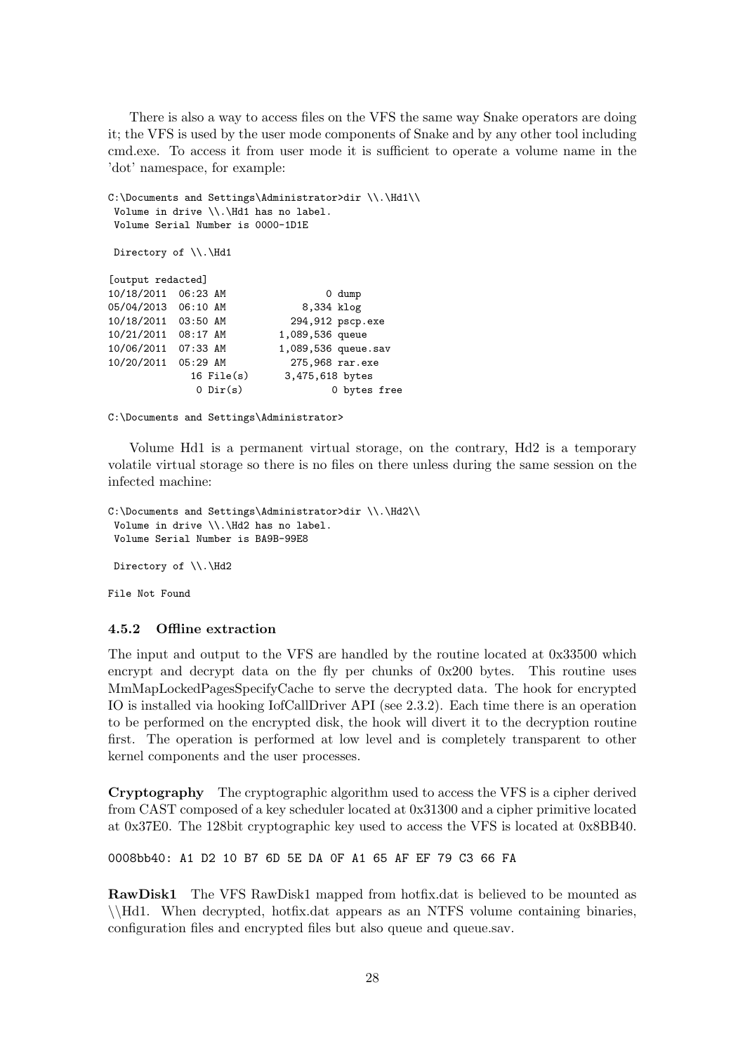There is also a way to access files on the VFS the same way Snake operators are doing it; the VFS is used by the user mode components of Snake and by any other tool including cmd.exe. To access it from user mode it is sufficient to operate a volume name in the 'dot' namespace, for example:

```
C:\Documents and Settings\Administrator>dir \\.\Hd1\\
 Volume in drive \\.\Hd1 has no label.
 Volume Serial Number is 0000-1D1E

 Directory of \\.\Hd1

[output redacted]
10/18/2011  06:23 AM                 0 dump
05/04/2013  06:10 AM             8,334 klog
10/18/2011  03:50 AM           294,912 pscp.exe
10/21/2011  08:17 AM         1,089,536 queue
10/06/2011  07:33 AM         1,089,536 queue.sav
10/20/2011  05:29 AM           275,968 rar.exe
              16 File(s)      3,475,618 bytes
               0 Dir(s)               0 bytes free

C:\Documents and Settings\Administrator>
```

Volume Hd1 is a permanent virtual storage, on the contrary, Hd2 is a temporary volatile virtual storage so there is no files on there unless during the same session on the infected machine:

```
C:\Documents and Settings\Administrator>dir \\.\Hd2\\
 Volume in drive \\.\Hd2 has no label.
 Volume Serial Number is BA9B-99E8

 Directory of \\.\Hd2

File Not Found
```

### 4.5.2 Offline extraction

The input and output to the VFS are handled by the routine located at 0x33500 which encrypt and decrypt data on the fly per chunks of 0x200 bytes. This routine uses MmMapLockedPagesSpecifyCache to serve the decrypted data. The hook for encrypted IO is installed via hooking IofCallDriver API (see 2.3.2). Each time there is an operation to be performed on the encrypted disk, the hook will divert it to the decryption routine first. The operation is performed at low level and is completely transparent to other kernel components and the user processes.

**Cryptography** The cryptographic algorithm used to access the VFS is a cipher derived from CAST composed of a key scheduler located at 0x31300 and a cipher primitive located at 0x37E0. The 128bit cryptographic key used to access the VFS is located at 0x8BB40.

```
0008bb40: A1 D2 10 B7 6D 5E DA 0F A1 65 AF EF 79 C3 66 FA
```

**RawDisk1** The VFS RawDisk1 mapped from hotfix.dat is believed to be mounted as \\Hd1. When decrypted, hotfix.dat appears as an NTFS volume containing binaries, configuration files and encrypted files but also queue and queue.sav.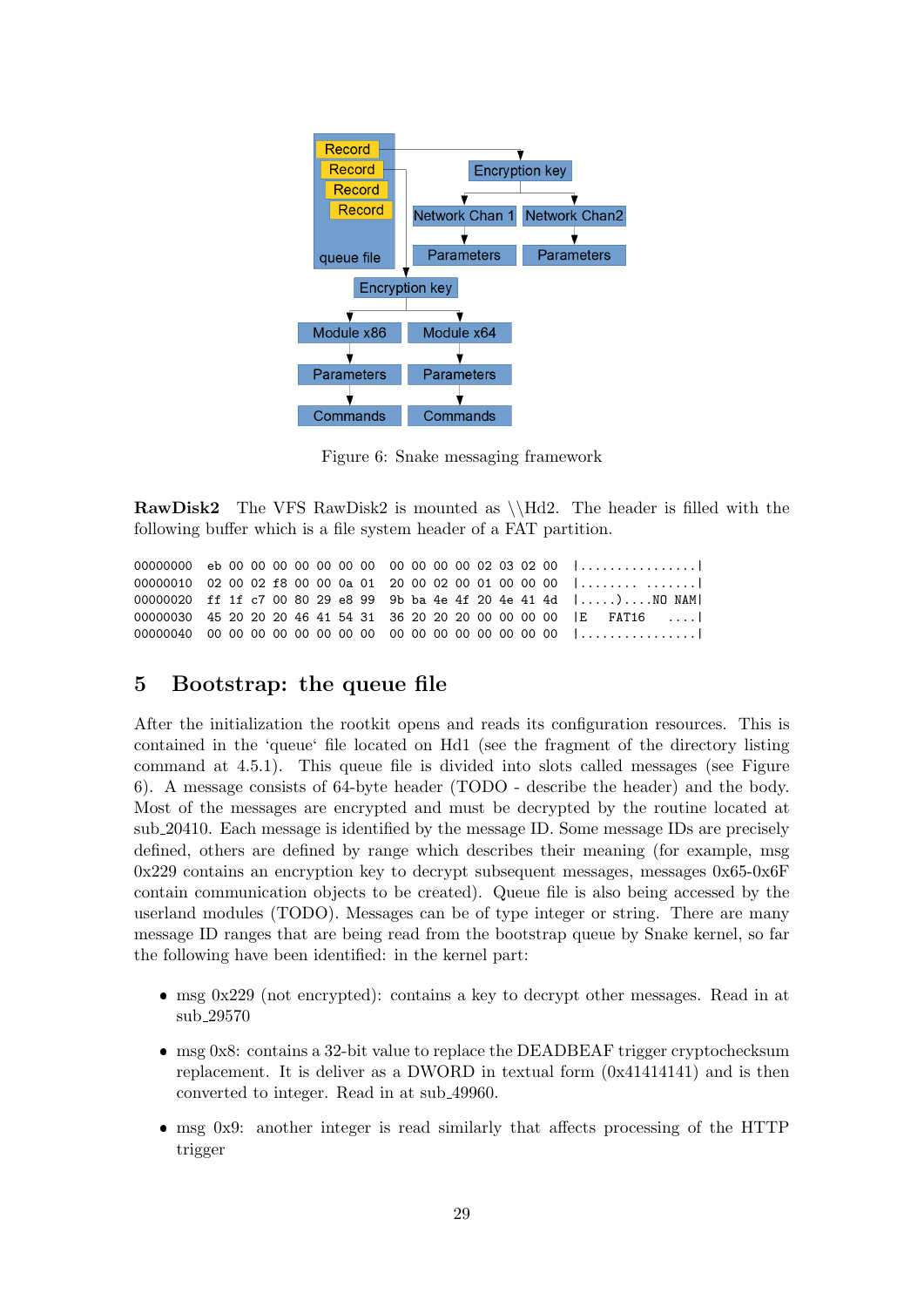Figure 6: Snake messaging framework

**RawDisk2** The VFS RawDisk2 is mounted as \\Hd2. The header is filled with the following buffer which is a file system header of a FAT partition.

```
00000000  eb 00 00 00 00 00 00 00  00 00 00 00 02 03 02 00  |................|
00000010  02 00 02 f8 00 00 0a 01  20 00 02 00 01 00 00 00  |........ .......|
00000020  ff 1f c7 00 80 29 e8 99  9b ba 4e 4f 20 4e 41 4d  |.....)....NO NAM|
00000030  45 20 20 20 46 41 54 31  36 20 20 20 00 00 00 00  |E   FAT16   ....|
00000040  00 00 00 00 00 00 00 00  00 00 00 00 00 00 00 00  |................|
```

## 5 Bootstrap: the queue file

After the initialization the rootkit opens and reads its configuration resources. This is contained in the 'queue' file located on Hd1 (see the fragment of the directory listing command at 4.5.1). This queue file is divided into slots called messages (see Figure 6). A message consists of 64-byte header (TODO - describe the header) and the body. Most of the messages are encrypted and must be decrypted by the routine located at sub_20410. Each message is identified by the message ID. Some message IDs are precisely defined, others are defined by range which describes their meaning (for example, msg 0x229 contains an encryption key to decrypt subsequent messages, messages 0x65-0x6F contain communication objects to be created). Queue file is also being accessed by the userland modules (TODO). Messages can be of type integer or string. There are many message ID ranges that are being read from the bootstrap queue by Snake kernel, so far the following have been identified: in the kernel part:

- msg 0x229 (not encrypted): contains a key to decrypt other messages. Read in at sub_29570
- msg 0x8: contains a 32-bit value to replace the DEADBEAF trigger cryptochecksum replacement. It is deliver as a DWORD in textual form (0x41414141) and is then converted to integer. Read in at sub_49960.
- msg 0x9: another integer is read similarly that affects processing of the HTTP trigger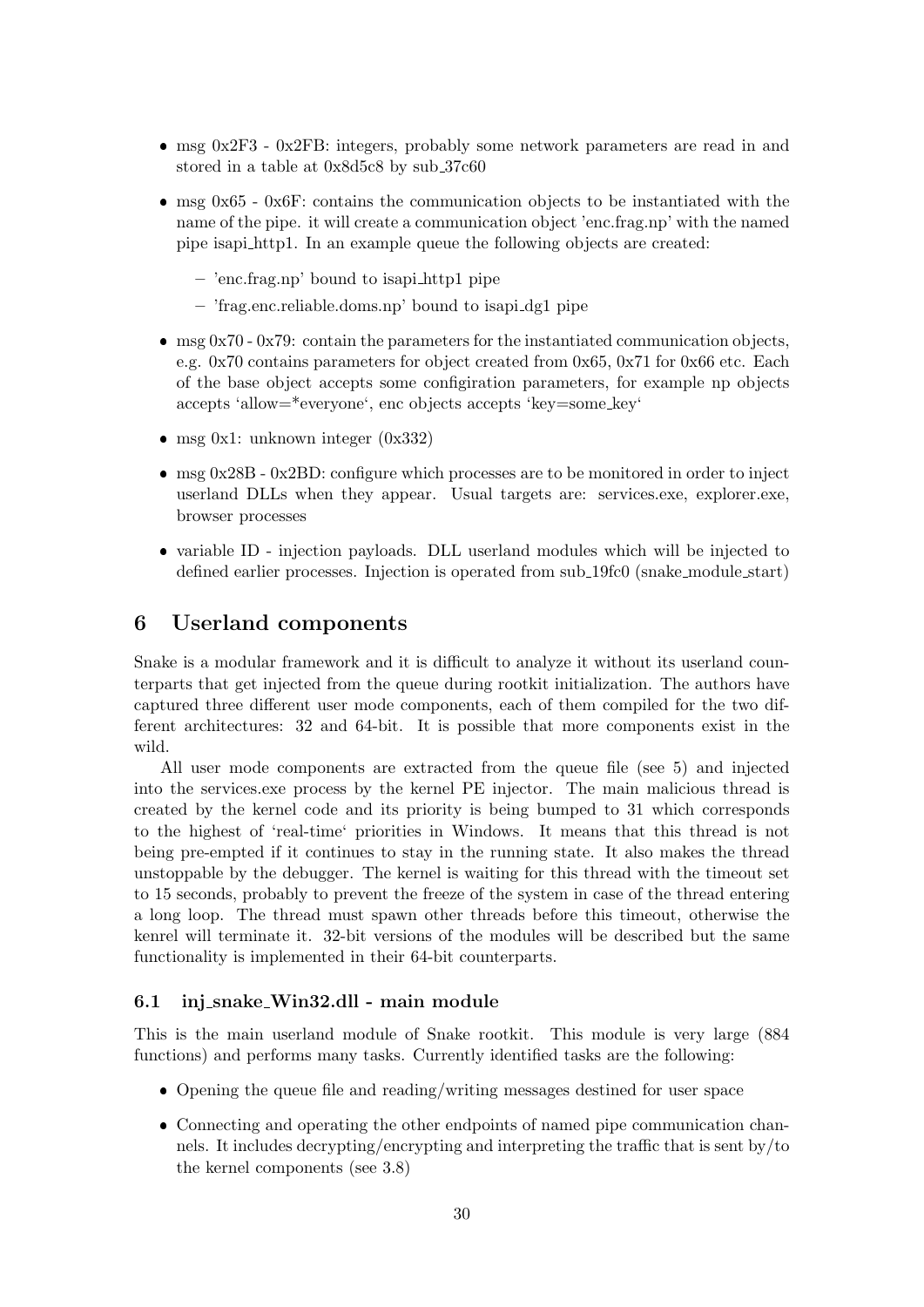- msg 0x2F3 - 0x2FB: integers, probably some network parameters are read in and stored in a table at 0x8d5c8 by sub_37c60
- msg 0x65 - 0x6F: contains the communication objects to be instantiated with the name of the pipe. it will create a communication object 'enc.frag.np' with the named pipe isapi_http1. In an example queue the following objects are created:
  - 'enc.frag.np' bound to isapi_http1 pipe
  - 'frag.enc.reliable.doms.np' bound to isapi_dg1 pipe
- msg 0x70 - 0x79: contain the parameters for the instantiated communication objects, e.g. 0x70 contains parameters for object created from 0x65, 0x71 for 0x66 etc. Each of the base object accepts some configiration parameters, for example np objects accepts 'allow=*everyone', enc objects accepts 'key=some_key'
- msg 0x1: unknown integer (0x332)
- msg 0x28B - 0x2BD: configure which processes are to be monitored in order to inject userland DLLs when they appear. Usual targets are: services.exe, explorer.exe, browser processes
- variable ID - injection payloads. DLL userland modules which will be injected to defined earlier processes. Injection is operated from sub_19fc0 (snake_module_start)

# 6 Userland components

Snake is a modular framework and it is difficult to analyze it without its userland counterparts that get injected from the queue during rootkit initialization. The authors have captured three different user mode components, each of them compiled for the two different architectures: 32 and 64-bit. It is possible that more components exist in the wild.

All user mode components are extracted from the queue file (see 5) and injected into the services.exe process by the kernel PE injector. The main malicious thread is created by the kernel code and its priority is being bumped to 31 which corresponds to the highest of 'real-time' priorities in Windows. It means that this thread is not being pre-empted if it continues to stay in the running state. It also makes the thread unstoppable by the debugger. The kernel is waiting for this thread with the timeout set to 15 seconds, probably to prevent the freeze of the system in case of the thread entering a long loop. The thread must spawn other threads before this timeout, otherwise the kenrel will terminate it. 32-bit versions of the modules will be described but the same functionality is implemented in their 64-bit counterparts.

## 6.1 inj_snake_Win32.dll - main module

This is the main userland module of Snake rootkit. This module is very large (884 functions) and performs many tasks. Currently identified tasks are the following:

- Opening the queue file and reading/writing messages destined for user space
- Connecting and operating the other endpoints of named pipe communication channels. It includes decrypting/encrypting and interpreting the traffic that is sent by/to the kernel components (see 3.8)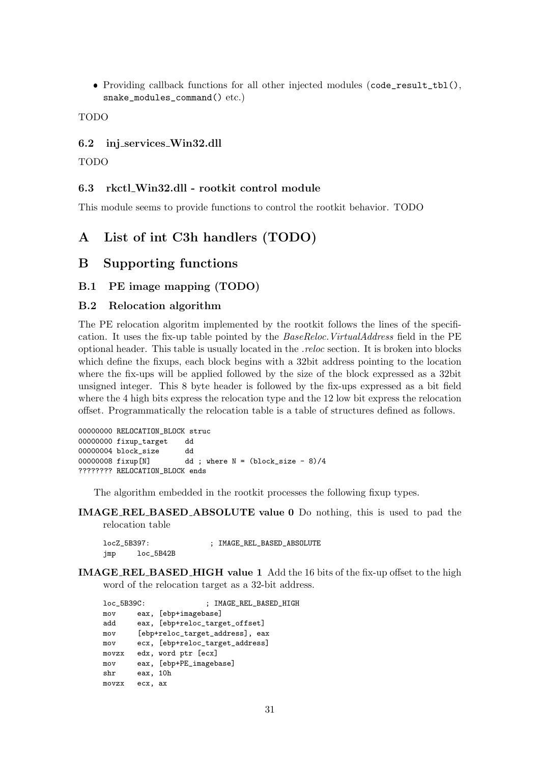- Providing callback functions for all other injected modules (`code_result_tbl()`, `snake_modules_command()` etc.)

TODO

### 6.2 inj_services_Win32.dll

TODO

### 6.3 rkctl_Win32.dll - rootkit control module

This module seems to provide functions to control the rootkit behavior. TODO

## A List of int C3h handlers (TODO)

## B Supporting functions

### B.1 PE image mapping (TODO)

### B.2 Relocation algorithm

The PE relocation algoritm implemented by the rootkit follows the lines of the specification. It uses the fix-up table pointed by the *BaseReloc.VirtualAddress* field in the PE optional header. This table is usually located in the *.reloc* section. It is broken into blocks which define the fixups, each block begins with a 32bit address pointing to the location where the fix-ups will be applied followed by the size of the block expressed as a 32bit unsigned integer. This 8 byte header is followed by the fix-ups expressed as a bit field where the 4 high bits express the relocation type and the 12 low bit express the relocation offset. Programmatically the relocation table is a table of structures defined as follows.

```
00000000 RELOCATION_BLOCK struc
00000000 fixup_target    dd
00000004 block_size      dd
00000008 fixup[N]        dd ; where N = (block_size - 8)/4
???????? RELOCATION_BLOCK ends
```

The algorithm embedded in the rootkit processes the following fixup types.

**IMAGE_REL_BASED_ABSOLUTE value 0** Do nothing, this is used to pad the relocation table

```
locZ_5B397:              ; IMAGE_REL_BASED_ABSOLUTE
jmp     loc_5B42B
```

**IMAGE_REL_BASED_HIGH value 1** Add the 16 bits of the fix-up offset to the high word of the relocation target as a 32-bit address.

```
loc_5B39C:              ; IMAGE_REL_BASED_HIGH
mov     eax, [ebp+imagebase]
add     eax, [ebp+reloc_target_offset]
mov     [ebp+reloc_target_address], eax
mov     ecx, [ebp+reloc_target_address]
movzx   edx, word ptr [ecx]
mov     eax, [ebp+PE_imagebase]
shr     eax, 10h
movzx   ecx, ax
```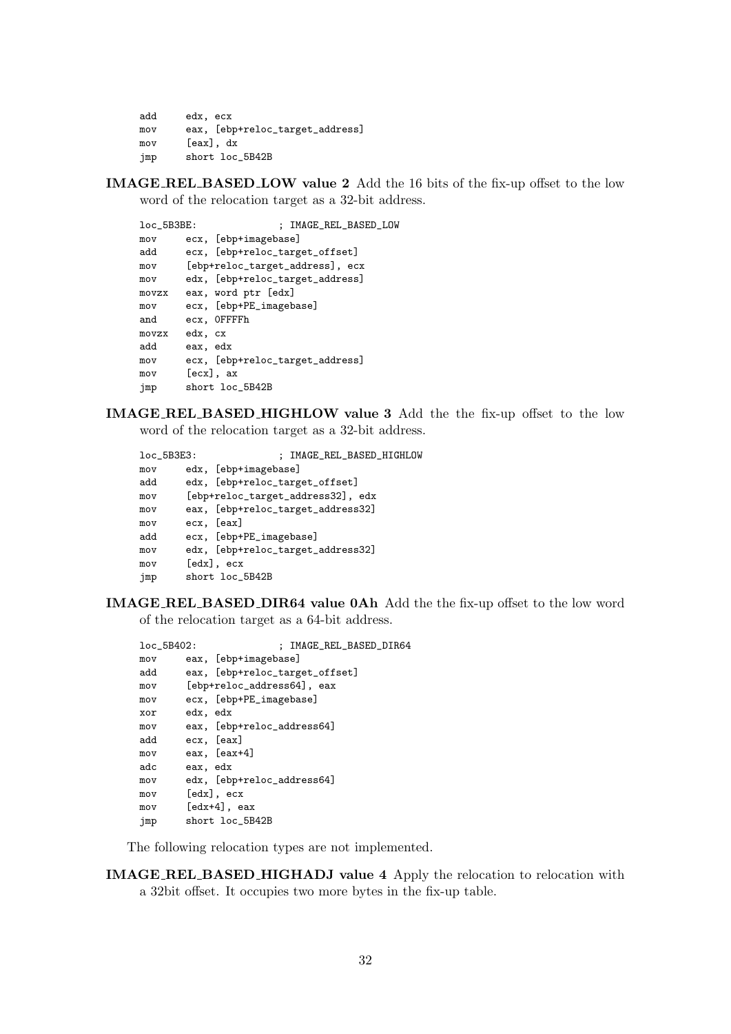```
add     edx, ecx
mov     eax, [ebp+reloc_target_address]
mov     [eax], dx
jmp     short loc_5B42B
```

**IMAGE_REL_BASED_LOW value 2** Add the 16 bits of the fix-up offset to the low word of the relocation target as a 32-bit address.

```
loc_5B3BE:              ; IMAGE_REL_BASED_LOW
mov     ecx, [ebp+imagebase]
add     ecx, [ebp+reloc_target_offset]
mov     [ebp+reloc_target_address], ecx
mov     edx, [ebp+reloc_target_address]
movzx   eax, word ptr [edx]
mov     ecx, [ebp+PE_imagebase]
and     ecx, 0FFFFh
movzx   edx, cx
add     eax, edx
mov     ecx, [ebp+reloc_target_address]
mov     [ecx], ax
jmp     short loc_5B42B
```

**IMAGE_REL_BASED_HIGHLOW value 3** Add the the fix-up offset to the low word of the relocation target as a 32-bit address.

```
loc_5B3E3:              ; IMAGE_REL_BASED_HIGHLOW
mov     edx, [ebp+imagebase]
add     edx, [ebp+reloc_target_offset]
mov     [ebp+reloc_target_address32], edx
mov     eax, [ebp+reloc_target_address32]
mov     ecx, [eax]
add     ecx, [ebp+PE_imagebase]
mov     edx, [ebp+reloc_target_address32]
mov     [edx], ecx
jmp     short loc_5B42B
```

**IMAGE_REL_BASED_DIR64 value 0Ah** Add the the fix-up offset to the low word of the relocation target as a 64-bit address.

```
loc_5B402:              ; IMAGE_REL_BASED_DIR64
mov     eax, [ebp+imagebase]
add     eax, [ebp+reloc_target_offset]
mov     [ebp+reloc_address64], eax
mov     ecx, [ebp+PE_imagebase]
xor     edx, edx
mov     eax, [ebp+reloc_address64]
add     ecx, [eax]
mov     eax, [eax+4]
adc     eax, edx
mov     edx, [ebp+reloc_address64]
mov     [edx], ecx
mov     [edx+4], eax
jmp     short loc_5B42B
```

The following relocation types are not implemented.

**IMAGE_REL_BASED_HIGHADJ value 4** Apply the relocation to relocation with a 32bit offset. It occupies two more bytes in the fix-up table.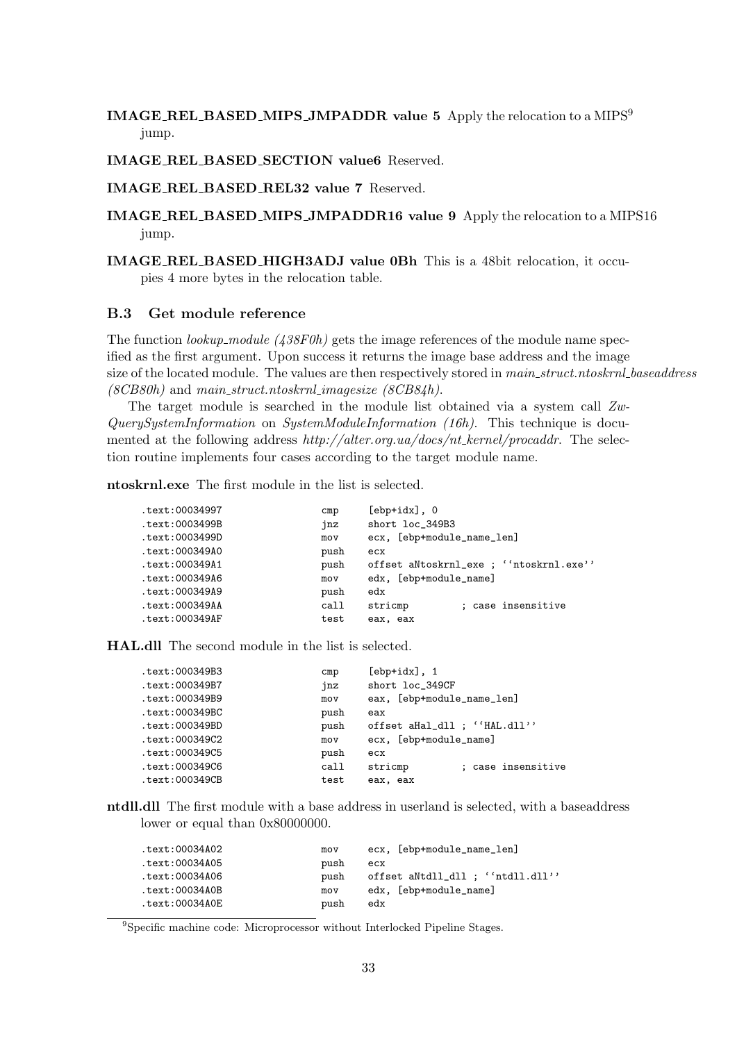**IMAGE_REL_BASED_MIPS_JMPADDR value 5** Apply the relocation to a MIPS[9] jump.

**IMAGE_REL_BASED_SECTION value6** Reserved.

**IMAGE_REL_BASED_REL32 value 7** Reserved.

**IMAGE_REL_BASED_MIPS_JMPADDR16 value 9** Apply the relocation to a MIPS16 jump.

**IMAGE_REL_BASED_HIGH3ADJ value 0Bh** This is a 48bit relocation, it occupies 4 more bytes in the relocation table.

### B.3 Get module reference

The function *lookup_module (438F0h)* gets the image references of the module name specified as the first argument. Upon success it returns the image base address and the image size of the located module. The values are then respectively stored in *main_struct.ntoskrnl_baseaddress (8CB80h)* and *main_struct.ntoskrnl_imagesize (8CB84h)*.

The target module is searched in the module list obtained via a system call *ZwQuerySystemInformation* on *SystemModuleInformation (16h)*. This technique is documented at the following address *http://alter.org.ua/docs/nt_kernel/procaddr*. The selection routine implements four cases according to the target module name.

**ntoskrnl.exe** The first module in the list is selected.

```
.text:00034997                cmp     [ebp+idx], 0
.text:0003499B                jnz     short loc_349B3
.text:0003499D                mov     ecx, [ebp+module_name_len]
.text:000349A0                push    ecx
.text:000349A1                push    offset aNtoskrnl_exe ; ''ntoskrnl.exe''
.text:000349A6                mov     edx, [ebp+module_name]
.text:000349A9                push    edx
.text:000349AA                call    stricmp         ; case insensitive
.text:000349AF                test    eax, eax
```

**HAL.dll** The second module in the list is selected.

```
.text:000349B3                cmp     [ebp+idx], 1
.text:000349B7                jnz     short loc_349CF
.text:000349B9                mov     eax, [ebp+module_name_len]
.text:000349BC                push    eax
.text:000349BD                push    offset aHal_dll ; ''HAL.dll''
.text:000349C2                mov     ecx, [ebp+module_name]
.text:000349C5                push    ecx
.text:000349C6                call    stricmp         ; case insensitive
.text:000349CB                test    eax, eax
```

**ntdll.dll** The first module with a base address in userland is selected, with a baseaddress lower or equal than 0x80000000.

```
.text:00034A02                mov     ecx, [ebp+module_name_len]
.text:00034A05                push    ecx
.text:00034A06                push    offset aNtdll_dll ; ''ntdll.dll''
.text:00034A0B                mov     edx, [ebp+module_name]
.text:00034A0E                push    edx
```

[9]Specific machine code: Microprocessor without Interlocked Pipeline Stages.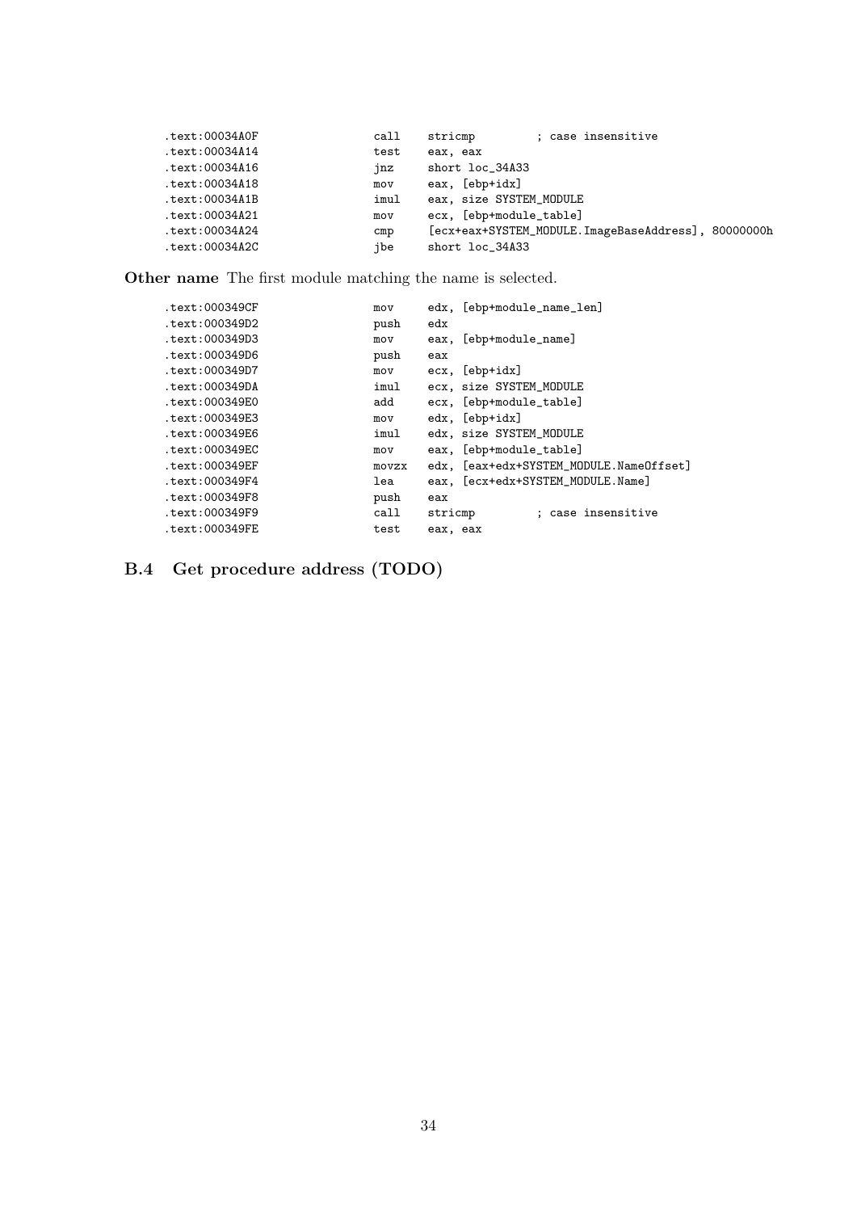```
.text:00034A0F                 call    stricmp         ; case insensitive
.text:00034A14                 test    eax, eax
.text:00034A16                 jnz     short loc_34A33
.text:00034A18                 mov     eax, [ebp+idx]
.text:00034A1B                 imul    eax, size SYSTEM_MODULE
.text:00034A21                 mov     ecx, [ebp+module_table]
.text:00034A24                 cmp     [ecx+eax+SYSTEM_MODULE.ImageBaseAddress], 80000000h
.text:00034A2C                 jbe     short loc_34A33
```

**Other name** The first module matching the name is selected.

```
.text:000349CF                 mov     edx, [ebp+module_name_len]
.text:000349D2                 push    edx
.text:000349D3                 mov     eax, [ebp+module_name]
.text:000349D6                 push    eax
.text:000349D7                 mov     ecx, [ebp+idx]
.text:000349DA                 imul    ecx, size SYSTEM_MODULE
.text:000349E0                 add     ecx, [ebp+module_table]
.text:000349E3                 mov     edx, [ebp+idx]
.text:000349E6                 imul    edx, size SYSTEM_MODULE
.text:000349EC                 mov     eax, [ebp+module_table]
.text:000349EF                 movzx   edx, [eax+edx+SYSTEM_MODULE.NameOffset]
.text:000349F4                 lea     eax, [ecx+edx+SYSTEM_MODULE.Name]
.text:000349F8                 push    eax
.text:000349F9                 call    stricmp         ; case insensitive
.text:000349FE                 test    eax, eax
```

## B.4 Get procedure address (TODO)